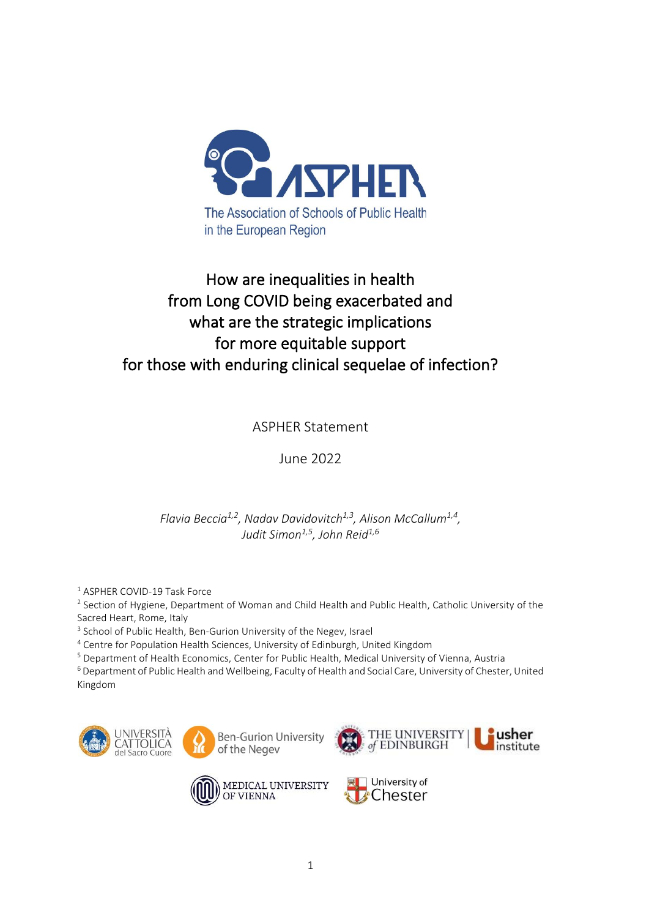The Association of Schools of Public Health in the European Region

# How are inequalities in health from Long COVID being exacerbated and what are the strategic implications for more equitable support for those with enduring clinical sequelae of infection?

ASPHER Statement

June 2022

*Flavia Beccia[1,2], Nadav Davidovitch[1,3], Alison McCallum[1,4], Judit Simon[1,5], John Reid[1,6]*

[1] ASPHER COVID-19 Task Force
[2] Section of Hygiene, Department of Woman and Child Health and Public Health, Catholic University of the Sacred Heart, Rome, Italy
[3] School of Public Health, Ben-Gurion University of the Negev, Israel
[4] Centre for Population Health Sciences, University of Edinburgh, United Kingdom
[5] Department of Health Economics, Center for Public Health, Medical University of Vienna, Austria
[6] Department of Public Health and Wellbeing, Faculty of Health and Social Care, University of Chester, United Kingdom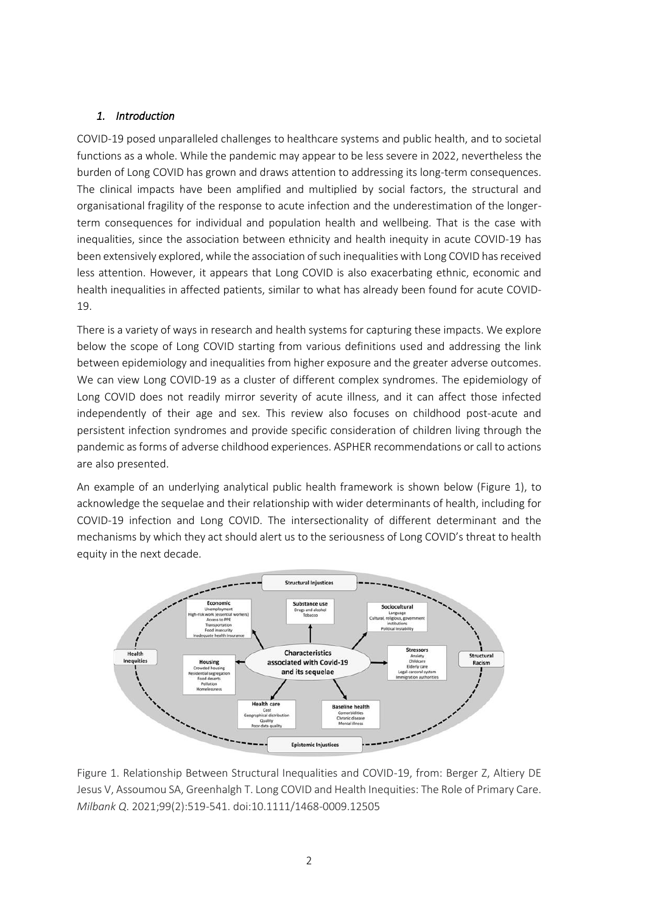### *1. Introduction*

COVID-19 posed unparalleled challenges to healthcare systems and public health, and to societal functions as a whole. While the pandemic may appear to be less severe in 2022, nevertheless the burden of Long COVID has grown and draws attention to addressing its long-term consequences. The clinical impacts have been amplified and multiplied by social factors, the structural and organisational fragility of the response to acute infection and the underestimation of the longer-term consequences for individual and population health and wellbeing. That is the case with inequalities, since the association between ethnicity and health inequity in acute COVID-19 has been extensively explored, while the association of such inequalities with Long COVID has received less attention. However, it appears that Long COVID is also exacerbating ethnic, economic and health inequalities in affected patients, similar to what has already been found for acute COVID-19.

There is a variety of ways in research and health systems for capturing these impacts. We explore below the scope of Long COVID starting from various definitions used and addressing the link between epidemiology and inequalities from higher exposure and the greater adverse outcomes. We can view Long COVID-19 as a cluster of different complex syndromes. The epidemiology of Long COVID does not readily mirror severity of acute illness, and it can affect those infected independently of their age and sex. This review also focuses on childhood post-acute and persistent infection syndromes and provide specific consideration of children living through the pandemic as forms of adverse childhood experiences. ASPHER recommendations or call to actions are also presented.

An example of an underlying analytical public health framework is shown below (Figure 1), to acknowledge the sequelae and their relationship with wider determinants of health, including for COVID-19 infection and Long COVID. The intersectionality of different determinant and the mechanisms by which they act should alert us to the seriousness of Long COVID's threat to health equity in the next decade.

Figure 1. Relationship Between Structural Inequalities and COVID-19, from: Berger Z, Altiery DE Jesus V, Assoumou SA, Greenhalgh T. Long COVID and Health Inequities: The Role of Primary Care. *Milbank Q.* 2021;99(2):519-541. doi:10.1111/1468-0009.12505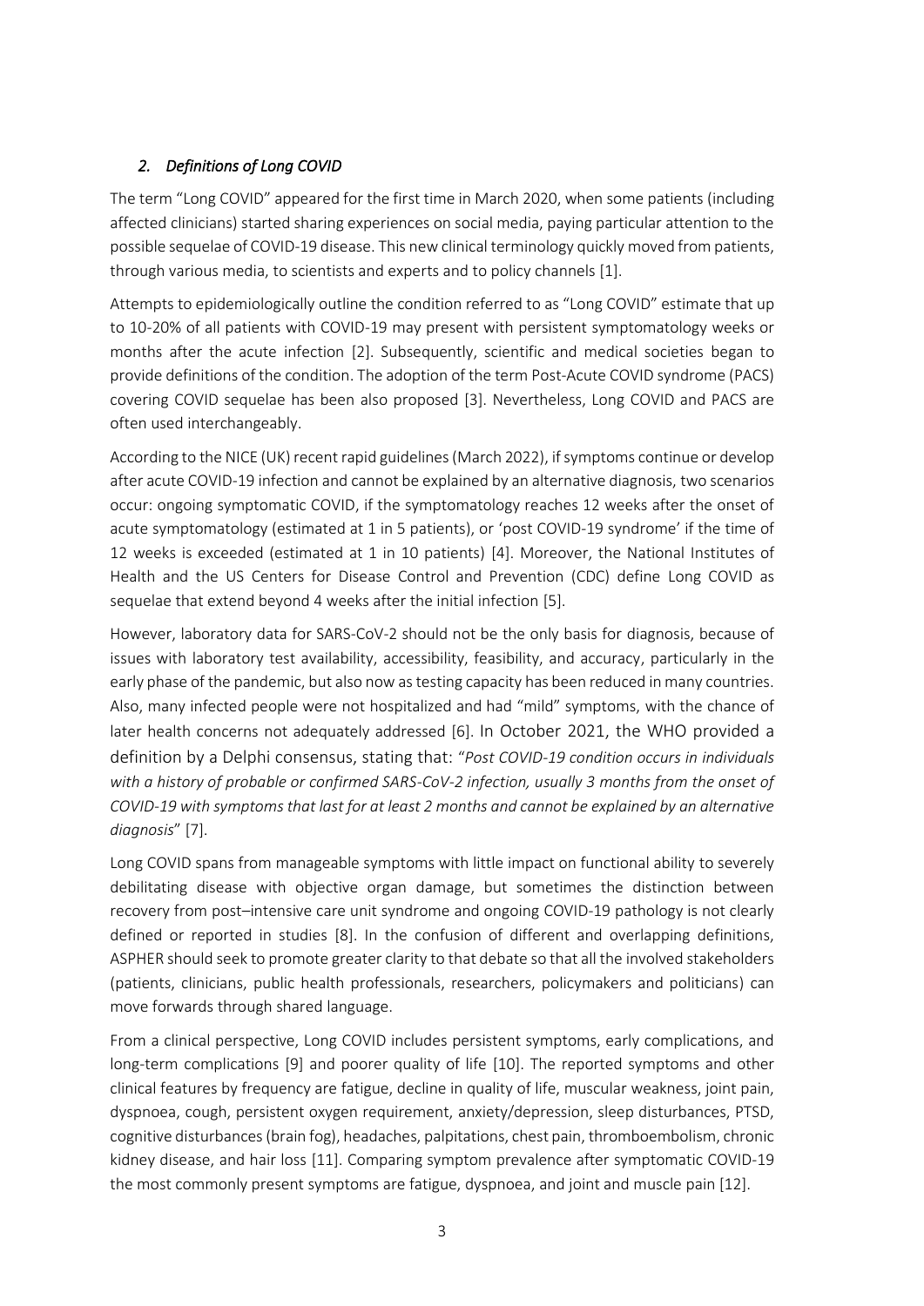## *2. Definitions of Long COVID*

The term "Long COVID" appeared for the first time in March 2020, when some patients (including affected clinicians) started sharing experiences on social media, paying particular attention to the possible sequelae of COVID-19 disease. This new clinical terminology quickly moved from patients, through various media, to scientists and experts and to policy channels [1].

Attempts to epidemiologically outline the condition referred to as "Long COVID" estimate that up to 10-20% of all patients with COVID-19 may present with persistent symptomatology weeks or months after the acute infection [2]. Subsequently, scientific and medical societies began to provide definitions of the condition. The adoption of the term Post-Acute COVID syndrome (PACS) covering COVID sequelae has been also proposed [3]. Nevertheless, Long COVID and PACS are often used interchangeably.

According to the NICE (UK) recent rapid guidelines (March 2022), if symptoms continue or develop after acute COVID-19 infection and cannot be explained by an alternative diagnosis, two scenarios occur: ongoing symptomatic COVID, if the symptomatology reaches 12 weeks after the onset of acute symptomatology (estimated at 1 in 5 patients), or 'post COVID-19 syndrome' if the time of 12 weeks is exceeded (estimated at 1 in 10 patients) [4]. Moreover, the National Institutes of Health and the US Centers for Disease Control and Prevention (CDC) define Long COVID as sequelae that extend beyond 4 weeks after the initial infection [5].

However, laboratory data for SARS-CoV-2 should not be the only basis for diagnosis, because of issues with laboratory test availability, accessibility, feasibility, and accuracy, particularly in the early phase of the pandemic, but also now as testing capacity has been reduced in many countries. Also, many infected people were not hospitalized and had "mild" symptoms, with the chance of later health concerns not adequately addressed [6]. In October 2021, the WHO provided a definition by a Delphi consensus, stating that: "*Post COVID-19 condition occurs in individuals with a history of probable or confirmed SARS-CoV-2 infection, usually 3 months from the onset of COVID-19 with symptoms that last for at least 2 months and cannot be explained by an alternative diagnosis*" [7].

Long COVID spans from manageable symptoms with little impact on functional ability to severely debilitating disease with objective organ damage, but sometimes the distinction between recovery from post–intensive care unit syndrome and ongoing COVID-19 pathology is not clearly defined or reported in studies [8]. In the confusion of different and overlapping definitions, ASPHER should seek to promote greater clarity to that debate so that all the involved stakeholders (patients, clinicians, public health professionals, researchers, policymakers and politicians) can move forwards through shared language.

From a clinical perspective, Long COVID includes persistent symptoms, early complications, and long-term complications [9] and poorer quality of life [10]. The reported symptoms and other clinical features by frequency are fatigue, decline in quality of life, muscular weakness, joint pain, dyspnoea, cough, persistent oxygen requirement, anxiety/depression, sleep disturbances, PTSD, cognitive disturbances (brain fog), headaches, palpitations, chest pain, thromboembolism, chronic kidney disease, and hair loss [11]. Comparing symptom prevalence after symptomatic COVID-19 the most commonly present symptoms are fatigue, dyspnoea, and joint and muscle pain [12].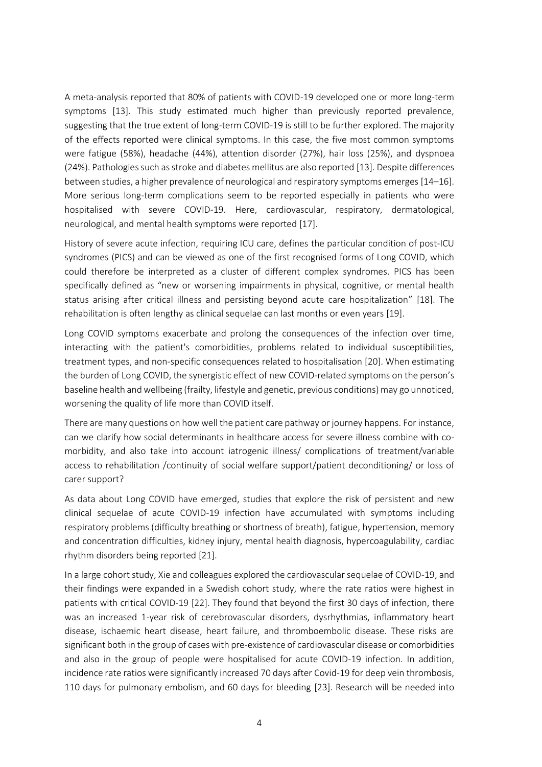A meta-analysis reported that 80% of patients with COVID-19 developed one or more long-term symptoms [13]. This study estimated much higher than previously reported prevalence, suggesting that the true extent of long-term COVID-19 is still to be further explored. The majority of the effects reported were clinical symptoms. In this case, the five most common symptoms were fatigue (58%), headache (44%), attention disorder (27%), hair loss (25%), and dyspnoea (24%). Pathologies such as stroke and diabetes mellitus are also reported [13]. Despite differences between studies, a higher prevalence of neurological and respiratory symptoms emerges [14–16]. More serious long-term complications seem to be reported especially in patients who were hospitalised with severe COVID-19. Here, cardiovascular, respiratory, dermatological, neurological, and mental health symptoms were reported [17].

History of severe acute infection, requiring ICU care, defines the particular condition of post-ICU syndromes (PICS) and can be viewed as one of the first recognised forms of Long COVID, which could therefore be interpreted as a cluster of different complex syndromes. PICS has been specifically defined as "new or worsening impairments in physical, cognitive, or mental health status arising after critical illness and persisting beyond acute care hospitalization" [18]. The rehabilitation is often lengthy as clinical sequelae can last months or even years [19].

Long COVID symptoms exacerbate and prolong the consequences of the infection over time, interacting with the patient's comorbidities, problems related to individual susceptibilities, treatment types, and non-specific consequences related to hospitalisation [20]. When estimating the burden of Long COVID, the synergistic effect of new COVID-related symptoms on the person's baseline health and wellbeing (frailty, lifestyle and genetic, previous conditions) may go unnoticed, worsening the quality of life more than COVID itself.

There are many questions on how well the patient care pathway or journey happens. For instance, can we clarify how social determinants in healthcare access for severe illness combine with co-morbidity, and also take into account iatrogenic illness/ complications of treatment/variable access to rehabilitation /continuity of social welfare support/patient deconditioning/ or loss of carer support?

As data about Long COVID have emerged, studies that explore the risk of persistent and new clinical sequelae of acute COVID-19 infection have accumulated with symptoms including respiratory problems (difficulty breathing or shortness of breath), fatigue, hypertension, memory and concentration difficulties, kidney injury, mental health diagnosis, hypercoagulability, cardiac rhythm disorders being reported [21].

In a large cohort study, Xie and colleagues explored the cardiovascular sequelae of COVID-19, and their findings were expanded in a Swedish cohort study, where the rate ratios were highest in patients with critical COVID-19 [22]. They found that beyond the first 30 days of infection, there was an increased 1-year risk of cerebrovascular disorders, dysrhythmias, inflammatory heart disease, ischaemic heart disease, heart failure, and thromboembolic disease. These risks are significant both in the group of cases with pre-existence of cardiovascular disease or comorbidities and also in the group of people were hospitalised for acute COVID-19 infection. In addition, incidence rate ratios were significantly increased 70 days after Covid-19 for deep vein thrombosis, 110 days for pulmonary embolism, and 60 days for bleeding [23]. Research will be needed into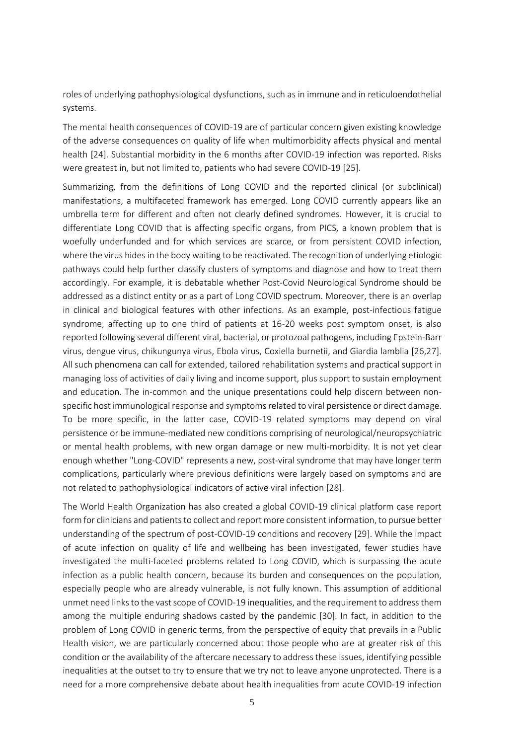roles of underlying pathophysiological dysfunctions, such as in immune and in reticuloendothelial systems.

The mental health consequences of COVID-19 are of particular concern given existing knowledge of the adverse consequences on quality of life when multimorbidity affects physical and mental health [24]. Substantial morbidity in the 6 months after COVID-19 infection was reported. Risks were greatest in, but not limited to, patients who had severe COVID-19 [25].

Summarizing, from the definitions of Long COVID and the reported clinical (or subclinical) manifestations, a multifaceted framework has emerged. Long COVID currently appears like an umbrella term for different and often not clearly defined syndromes. However, it is crucial to differentiate Long COVID that is affecting specific organs, from PICS, a known problem that is woefully underfunded and for which services are scarce, or from persistent COVID infection, where the virus hides in the body waiting to be reactivated. The recognition of underlying etiologic pathways could help further classify clusters of symptoms and diagnose and how to treat them accordingly. For example, it is debatable whether Post-Covid Neurological Syndrome should be addressed as a distinct entity or as a part of Long COVID spectrum. Moreover, there is an overlap in clinical and biological features with other infections. As an example, post-infectious fatigue syndrome, affecting up to one third of patients at 16-20 weeks post symptom onset, is also reported following several different viral, bacterial, or protozoal pathogens, including Epstein-Barr virus, dengue virus, chikungunya virus, Ebola virus, Coxiella burnetii, and Giardia lamblia [26,27]. All such phenomena can call for extended, tailored rehabilitation systems and practical support in managing loss of activities of daily living and income support, plus support to sustain employment and education. The in-common and the unique presentations could help discern between non-specific host immunological response and symptoms related to viral persistence or direct damage. To be more specific, in the latter case, COVID-19 related symptoms may depend on viral persistence or be immune-mediated new conditions comprising of neurological/neuropsychiatric or mental health problems, with new organ damage or new multi-morbidity. It is not yet clear enough whether "Long-COVID" represents a new, post-viral syndrome that may have longer term complications, particularly where previous definitions were largely based on symptoms and are not related to pathophysiological indicators of active viral infection [28].

The World Health Organization has also created a global COVID-19 clinical platform case report form for clinicians and patients to collect and report more consistent information, to pursue better understanding of the spectrum of post-COVID-19 conditions and recovery [29]. While the impact of acute infection on quality of life and wellbeing has been investigated, fewer studies have investigated the multi-faceted problems related to Long COVID, which is surpassing the acute infection as a public health concern, because its burden and consequences on the population, especially people who are already vulnerable, is not fully known. This assumption of additional unmet need links to the vast scope of COVID-19 inequalities, and the requirement to address them among the multiple enduring shadows casted by the pandemic [30]. In fact, in addition to the problem of Long COVID in generic terms, from the perspective of equity that prevails in a Public Health vision, we are particularly concerned about those people who are at greater risk of this condition or the availability of the aftercare necessary to address these issues, identifying possible inequalities at the outset to try to ensure that we try not to leave anyone unprotected. There is a need for a more comprehensive debate about health inequalities from acute COVID-19 infection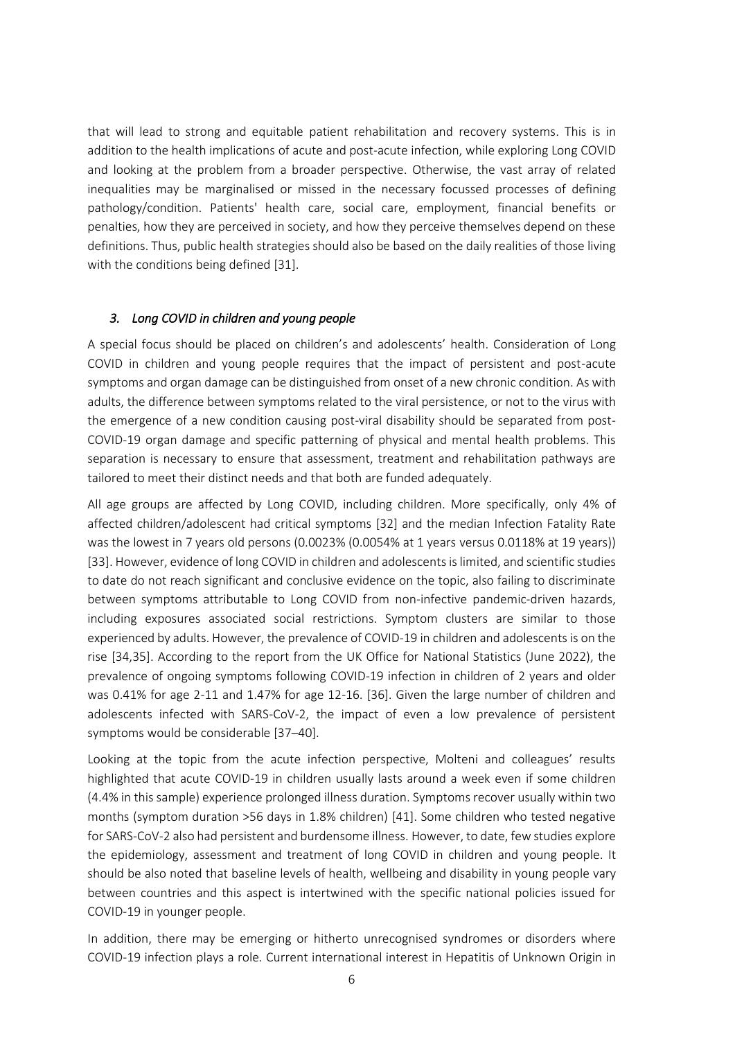that will lead to strong and equitable patient rehabilitation and recovery systems. This is in addition to the health implications of acute and post-acute infection, while exploring Long COVID and looking at the problem from a broader perspective. Otherwise, the vast array of related inequalities may be marginalised or missed in the necessary focussed processes of defining pathology/condition. Patients' health care, social care, employment, financial benefits or penalties, how they are perceived in society, and how they perceive themselves depend on these definitions. Thus, public health strategies should also be based on the daily realities of those living with the conditions being defined [31].

### *3. Long COVID in children and young people*

A special focus should be placed on children's and adolescents' health. Consideration of Long COVID in children and young people requires that the impact of persistent and post-acute symptoms and organ damage can be distinguished from onset of a new chronic condition. As with adults, the difference between symptoms related to the viral persistence, or not to the virus with the emergence of a new condition causing post-viral disability should be separated from post-COVID-19 organ damage and specific patterning of physical and mental health problems. This separation is necessary to ensure that assessment, treatment and rehabilitation pathways are tailored to meet their distinct needs and that both are funded adequately.

All age groups are affected by Long COVID, including children. More specifically, only 4% of affected children/adolescent had critical symptoms [32] and the median Infection Fatality Rate was the lowest in 7 years old persons (0.0023% (0.0054% at 1 years versus 0.0118% at 19 years)) [33]. However, evidence of long COVID in children and adolescents is limited, and scientific studies to date do not reach significant and conclusive evidence on the topic, also failing to discriminate between symptoms attributable to Long COVID from non-infective pandemic-driven hazards, including exposures associated social restrictions. Symptom clusters are similar to those experienced by adults. However, the prevalence of COVID-19 in children and adolescents is on the rise [34,35]. According to the report from the UK Office for National Statistics (June 2022), the prevalence of ongoing symptoms following COVID-19 infection in children of 2 years and older was 0.41% for age 2-11 and 1.47% for age 12-16. [36]. Given the large number of children and adolescents infected with SARS-CoV-2, the impact of even a low prevalence of persistent symptoms would be considerable [37–40].

Looking at the topic from the acute infection perspective, Molteni and colleagues' results highlighted that acute COVID-19 in children usually lasts around a week even if some children (4.4% in this sample) experience prolonged illness duration. Symptoms recover usually within two months (symptom duration >56 days in 1.8% children) [41]. Some children who tested negative for SARS-CoV-2 also had persistent and burdensome illness. However, to date, few studies explore the epidemiology, assessment and treatment of long COVID in children and young people. It should be also noted that baseline levels of health, wellbeing and disability in young people vary between countries and this aspect is intertwined with the specific national policies issued for COVID-19 in younger people.

In addition, there may be emerging or hitherto unrecognised syndromes or disorders where COVID-19 infection plays a role. Current international interest in Hepatitis of Unknown Origin in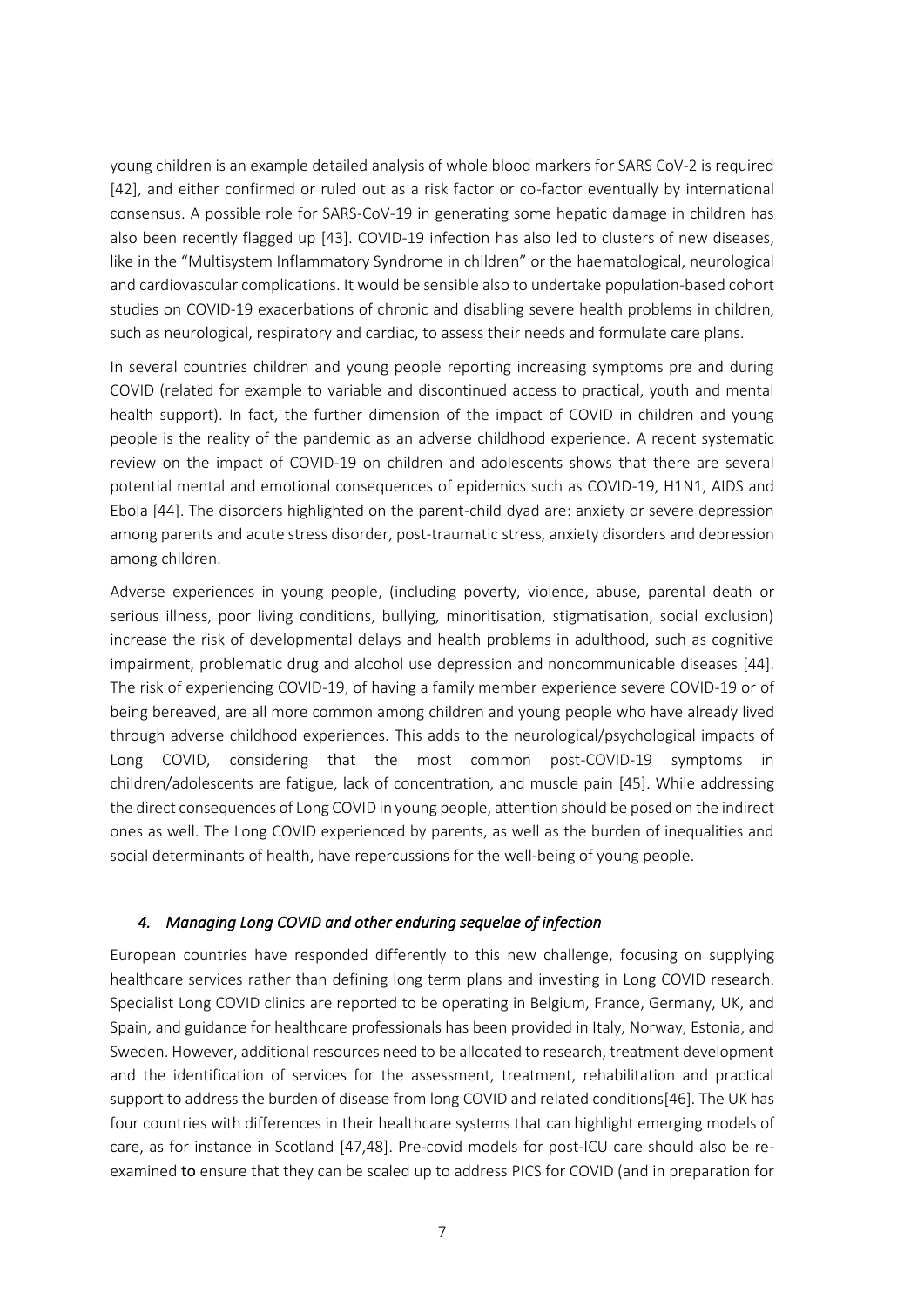young children is an example detailed analysis of whole blood markers for SARS CoV-2 is required [42], and either confirmed or ruled out as a risk factor or co-factor eventually by international consensus. A possible role for SARS-CoV-19 in generating some hepatic damage in children has also been recently flagged up [43]. COVID-19 infection has also led to clusters of new diseases, like in the "Multisystem Inflammatory Syndrome in children" or the haematological, neurological and cardiovascular complications. It would be sensible also to undertake population-based cohort studies on COVID-19 exacerbations of chronic and disabling severe health problems in children, such as neurological, respiratory and cardiac, to assess their needs and formulate care plans.

In several countries children and young people reporting increasing symptoms pre and during COVID (related for example to variable and discontinued access to practical, youth and mental health support). In fact, the further dimension of the impact of COVID in children and young people is the reality of the pandemic as an adverse childhood experience. A recent systematic review on the impact of COVID-19 on children and adolescents shows that there are several potential mental and emotional consequences of epidemics such as COVID-19, H1N1, AIDS and Ebola [44]. The disorders highlighted on the parent-child dyad are: anxiety or severe depression among parents and acute stress disorder, post-traumatic stress, anxiety disorders and depression among children.

Adverse experiences in young people, (including poverty, violence, abuse, parental death or serious illness, poor living conditions, bullying, minoritisation, stigmatisation, social exclusion) increase the risk of developmental delays and health problems in adulthood, such as cognitive impairment, problematic drug and alcohol use depression and noncommunicable diseases [44]. The risk of experiencing COVID-19, of having a family member experience severe COVID-19 or of being bereaved, are all more common among children and young people who have already lived through adverse childhood experiences. This adds to the neurological/psychological impacts of Long COVID, considering that the most common post-COVID-19 symptoms in children/adolescents are fatigue, lack of concentration, and muscle pain [45]. While addressing the direct consequences of Long COVID in young people, attention should be posed on the indirect ones as well. The Long COVID experienced by parents, as well as the burden of inequalities and social determinants of health, have repercussions for the well-being of young people.

### *4. Managing Long COVID and other enduring sequelae of infection*

European countries have responded differently to this new challenge, focusing on supplying healthcare services rather than defining long term plans and investing in Long COVID research. Specialist Long COVID clinics are reported to be operating in Belgium, France, Germany, UK, and Spain, and guidance for healthcare professionals has been provided in Italy, Norway, Estonia, and Sweden. However, additional resources need to be allocated to research, treatment development and the identification of services for the assessment, treatment, rehabilitation and practical support to address the burden of disease from long COVID and related conditions[46]. The UK has four countries with differences in their healthcare systems that can highlight emerging models of care, as for instance in Scotland [47,48]. Pre-covid models for post-ICU care should also be re-examined to ensure that they can be scaled up to address PICS for COVID (and in preparation for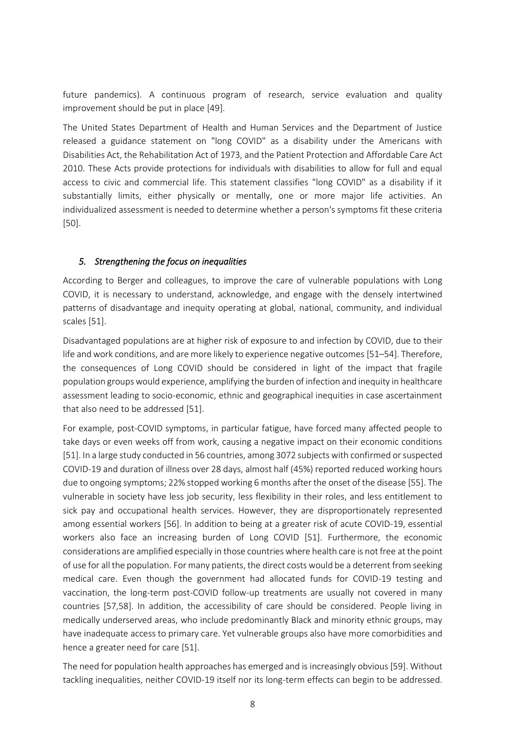future pandemics). A continuous program of research, service evaluation and quality improvement should be put in place [49].

The United States Department of Health and Human Services and the Department of Justice released a guidance statement on "long COVID" as a disability under the Americans with Disabilities Act, the Rehabilitation Act of 1973, and the Patient Protection and Affordable Care Act 2010. These Acts provide protections for individuals with disabilities to allow for full and equal access to civic and commercial life. This statement classifies "long COVID" as a disability if it substantially limits, either physically or mentally, one or more major life activities. An individualized assessment is needed to determine whether a person's symptoms fit these criteria [50].

### *5. Strengthening the focus on inequalities*

According to Berger and colleagues, to improve the care of vulnerable populations with Long COVID, it is necessary to understand, acknowledge, and engage with the densely intertwined patterns of disadvantage and inequity operating at global, national, community, and individual scales [51].

Disadvantaged populations are at higher risk of exposure to and infection by COVID, due to their life and work conditions, and are more likely to experience negative outcomes [51–54]. Therefore, the consequences of Long COVID should be considered in light of the impact that fragile population groups would experience, amplifying the burden of infection and inequity in healthcare assessment leading to socio-economic, ethnic and geographical inequities in case ascertainment that also need to be addressed [51].

For example, post-COVID symptoms, in particular fatigue, have forced many affected people to take days or even weeks off from work, causing a negative impact on their economic conditions [51]. In a large study conducted in 56 countries, among 3072 subjects with confirmed or suspected COVID-19 and duration of illness over 28 days, almost half (45%) reported reduced working hours due to ongoing symptoms; 22% stopped working 6 months after the onset of the disease [55]. The vulnerable in society have less job security, less flexibility in their roles, and less entitlement to sick pay and occupational health services. However, they are disproportionately represented among essential workers [56]. In addition to being at a greater risk of acute COVID-19, essential workers also face an increasing burden of Long COVID [51]. Furthermore, the economic considerations are amplified especially in those countries where health care is not free at the point of use for all the population. For many patients, the direct costs would be a deterrent from seeking medical care. Even though the government had allocated funds for COVID-19 testing and vaccination, the long-term post-COVID follow-up treatments are usually not covered in many countries [57,58]. In addition, the accessibility of care should be considered. People living in medically underserved areas, who include predominantly Black and minority ethnic groups, may have inadequate access to primary care. Yet vulnerable groups also have more comorbidities and hence a greater need for care [51].

The need for population health approaches has emerged and is increasingly obvious [59]. Without tackling inequalities, neither COVID-19 itself nor its long-term effects can begin to be addressed.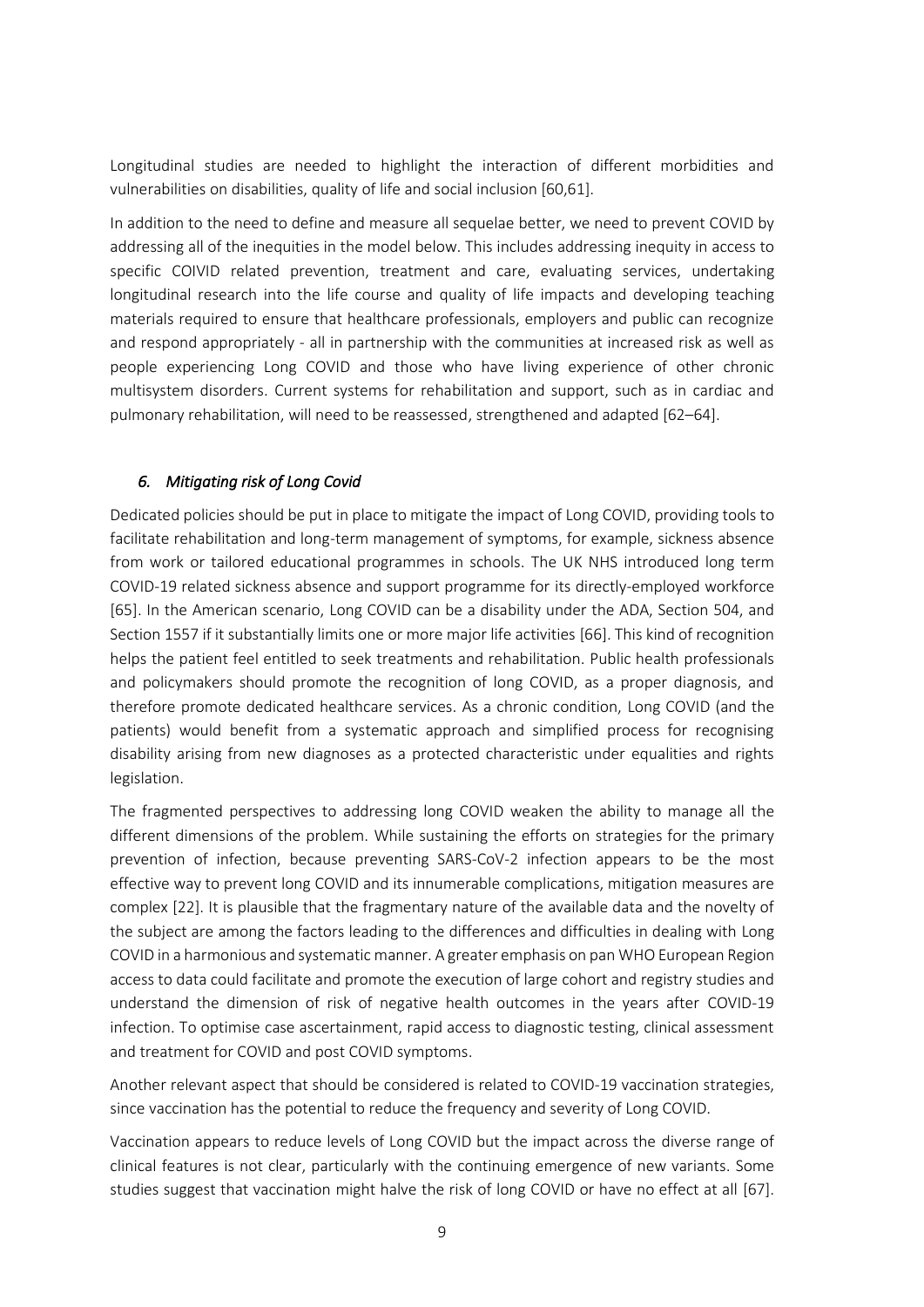Longitudinal studies are needed to highlight the interaction of different morbidities and vulnerabilities on disabilities, quality of life and social inclusion [60,61].

In addition to the need to define and measure all sequelae better, we need to prevent COVID by addressing all of the inequities in the model below. This includes addressing inequity in access to specific COIVID related prevention, treatment and care, evaluating services, undertaking longitudinal research into the life course and quality of life impacts and developing teaching materials required to ensure that healthcare professionals, employers and public can recognize and respond appropriately - all in partnership with the communities at increased risk as well as people experiencing Long COVID and those who have living experience of other chronic multisystem disorders. Current systems for rehabilitation and support, such as in cardiac and pulmonary rehabilitation, will need to be reassessed, strengthened and adapted [62–64].

### *6. Mitigating risk of Long Covid*

Dedicated policies should be put in place to mitigate the impact of Long COVID, providing tools to facilitate rehabilitation and long-term management of symptoms, for example, sickness absence from work or tailored educational programmes in schools. The UK NHS introduced long term COVID-19 related sickness absence and support programme for its directly-employed workforce [65]. In the American scenario, Long COVID can be a disability under the ADA, Section 504, and Section 1557 if it substantially limits one or more major life activities [66]. This kind of recognition helps the patient feel entitled to seek treatments and rehabilitation. Public health professionals and policymakers should promote the recognition of long COVID, as a proper diagnosis, and therefore promote dedicated healthcare services. As a chronic condition, Long COVID (and the patients) would benefit from a systematic approach and simplified process for recognising disability arising from new diagnoses as a protected characteristic under equalities and rights legislation.

The fragmented perspectives to addressing long COVID weaken the ability to manage all the different dimensions of the problem. While sustaining the efforts on strategies for the primary prevention of infection, because preventing SARS-CoV-2 infection appears to be the most effective way to prevent long COVID and its innumerable complications, mitigation measures are complex [22]. It is plausible that the fragmentary nature of the available data and the novelty of the subject are among the factors leading to the differences and difficulties in dealing with Long COVID in a harmonious and systematic manner. A greater emphasis on pan WHO European Region access to data could facilitate and promote the execution of large cohort and registry studies and understand the dimension of risk of negative health outcomes in the years after COVID-19 infection. To optimise case ascertainment, rapid access to diagnostic testing, clinical assessment and treatment for COVID and post COVID symptoms.

Another relevant aspect that should be considered is related to COVID-19 vaccination strategies, since vaccination has the potential to reduce the frequency and severity of Long COVID.

Vaccination appears to reduce levels of Long COVID but the impact across the diverse range of clinical features is not clear, particularly with the continuing emergence of new variants. Some studies suggest that vaccination might halve the risk of long COVID or have no effect at all [67].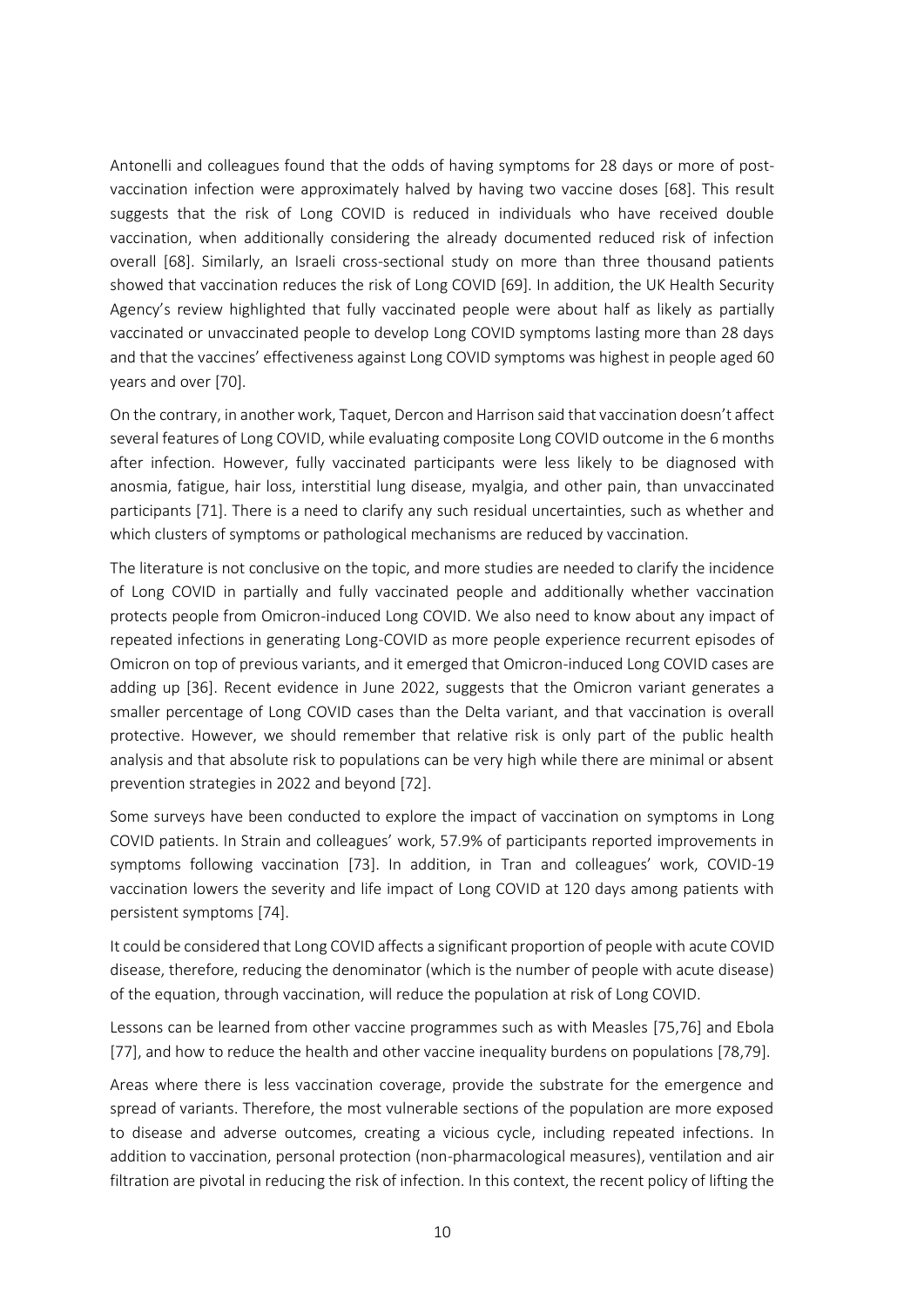Antonelli and colleagues found that the odds of having symptoms for 28 days or more of post-vaccination infection were approximately halved by having two vaccine doses [68]. This result suggests that the risk of Long COVID is reduced in individuals who have received double vaccination, when additionally considering the already documented reduced risk of infection overall [68]. Similarly, an Israeli cross-sectional study on more than three thousand patients showed that vaccination reduces the risk of Long COVID [69]. In addition, the UK Health Security Agency's review highlighted that fully vaccinated people were about half as likely as partially vaccinated or unvaccinated people to develop Long COVID symptoms lasting more than 28 days and that the vaccines' effectiveness against Long COVID symptoms was highest in people aged 60 years and over [70].

On the contrary, in another work, Taquet, Dercon and Harrison said that vaccination doesn't affect several features of Long COVID, while evaluating composite Long COVID outcome in the 6 months after infection. However, fully vaccinated participants were less likely to be diagnosed with anosmia, fatigue, hair loss, interstitial lung disease, myalgia, and other pain, than unvaccinated participants [71]. There is a need to clarify any such residual uncertainties, such as whether and which clusters of symptoms or pathological mechanisms are reduced by vaccination.

The literature is not conclusive on the topic, and more studies are needed to clarify the incidence of Long COVID in partially and fully vaccinated people and additionally whether vaccination protects people from Omicron-induced Long COVID. We also need to know about any impact of repeated infections in generating Long-COVID as more people experience recurrent episodes of Omicron on top of previous variants, and it emerged that Omicron-induced Long COVID cases are adding up [36]. Recent evidence in June 2022, suggests that the Omicron variant generates a smaller percentage of Long COVID cases than the Delta variant, and that vaccination is overall protective. However, we should remember that relative risk is only part of the public health analysis and that absolute risk to populations can be very high while there are minimal or absent prevention strategies in 2022 and beyond [72].

Some surveys have been conducted to explore the impact of vaccination on symptoms in Long COVID patients. In Strain and colleagues' work, 57.9% of participants reported improvements in symptoms following vaccination [73]. In addition, in Tran and colleagues' work, COVID-19 vaccination lowers the severity and life impact of Long COVID at 120 days among patients with persistent symptoms [74].

It could be considered that Long COVID affects a significant proportion of people with acute COVID disease, therefore, reducing the denominator (which is the number of people with acute disease) of the equation, through vaccination, will reduce the population at risk of Long COVID.

Lessons can be learned from other vaccine programmes such as with Measles [75,76] and Ebola [77], and how to reduce the health and other vaccine inequality burdens on populations [78,79].

Areas where there is less vaccination coverage, provide the substrate for the emergence and spread of variants. Therefore, the most vulnerable sections of the population are more exposed to disease and adverse outcomes, creating a vicious cycle, including repeated infections. In addition to vaccination, personal protection (non-pharmacological measures), ventilation and air filtration are pivotal in reducing the risk of infection. In this context, the recent policy of lifting the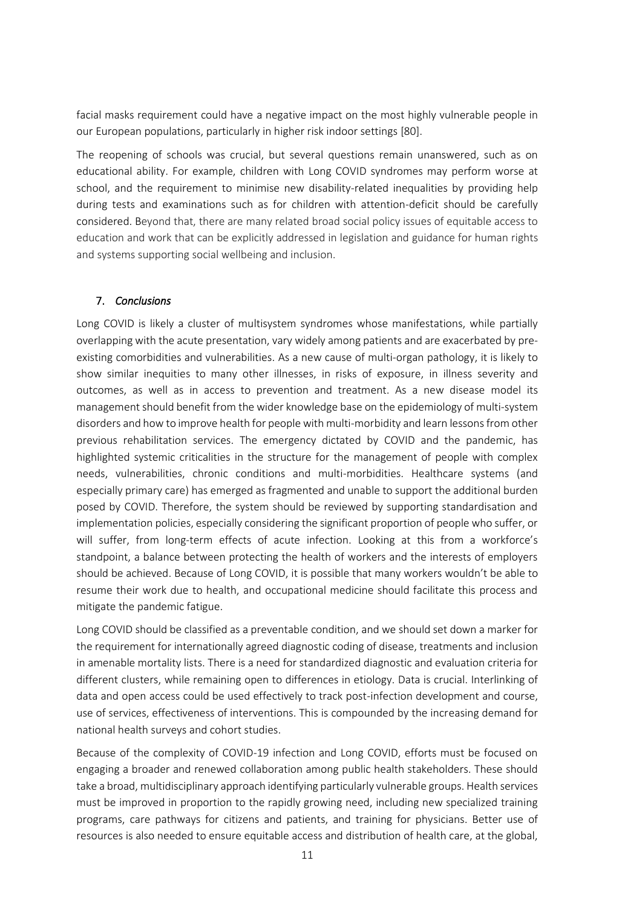facial masks requirement could have a negative impact on the most highly vulnerable people in our European populations, particularly in higher risk indoor settings [80].

The reopening of schools was crucial, but several questions remain unanswered, such as on educational ability. For example, children with Long COVID syndromes may perform worse at school, and the requirement to minimise new disability-related inequalities by providing help during tests and examinations such as for children with attention-deficit should be carefully considered. Beyond that, there are many related broad social policy issues of equitable access to education and work that can be explicitly addressed in legislation and guidance for human rights and systems supporting social wellbeing and inclusion.

## 7. *Conclusions*

Long COVID is likely a cluster of multisystem syndromes whose manifestations, while partially overlapping with the acute presentation, vary widely among patients and are exacerbated by pre-existing comorbidities and vulnerabilities. As a new cause of multi-organ pathology, it is likely to show similar inequities to many other illnesses, in risks of exposure, in illness severity and outcomes, as well as in access to prevention and treatment. As a new disease model its management should benefit from the wider knowledge base on the epidemiology of multi-system disorders and how to improve health for people with multi-morbidity and learn lessons from other previous rehabilitation services. The emergency dictated by COVID and the pandemic, has highlighted systemic criticalities in the structure for the management of people with complex needs, vulnerabilities, chronic conditions and multi-morbidities. Healthcare systems (and especially primary care) has emerged as fragmented and unable to support the additional burden posed by COVID. Therefore, the system should be reviewed by supporting standardisation and implementation policies, especially considering the significant proportion of people who suffer, or will suffer, from long-term effects of acute infection. Looking at this from a workforce's standpoint, a balance between protecting the health of workers and the interests of employers should be achieved. Because of Long COVID, it is possible that many workers wouldn't be able to resume their work due to health, and occupational medicine should facilitate this process and mitigate the pandemic fatigue.

Long COVID should be classified as a preventable condition, and we should set down a marker for the requirement for internationally agreed diagnostic coding of disease, treatments and inclusion in amenable mortality lists. There is a need for standardized diagnostic and evaluation criteria for different clusters, while remaining open to differences in etiology. Data is crucial. Interlinking of data and open access could be used effectively to track post-infection development and course, use of services, effectiveness of interventions. This is compounded by the increasing demand for national health surveys and cohort studies.

Because of the complexity of COVID-19 infection and Long COVID, efforts must be focused on engaging a broader and renewed collaboration among public health stakeholders. These should take a broad, multidisciplinary approach identifying particularly vulnerable groups. Health services must be improved in proportion to the rapidly growing need, including new specialized training programs, care pathways for citizens and patients, and training for physicians. Better use of resources is also needed to ensure equitable access and distribution of health care, at the global,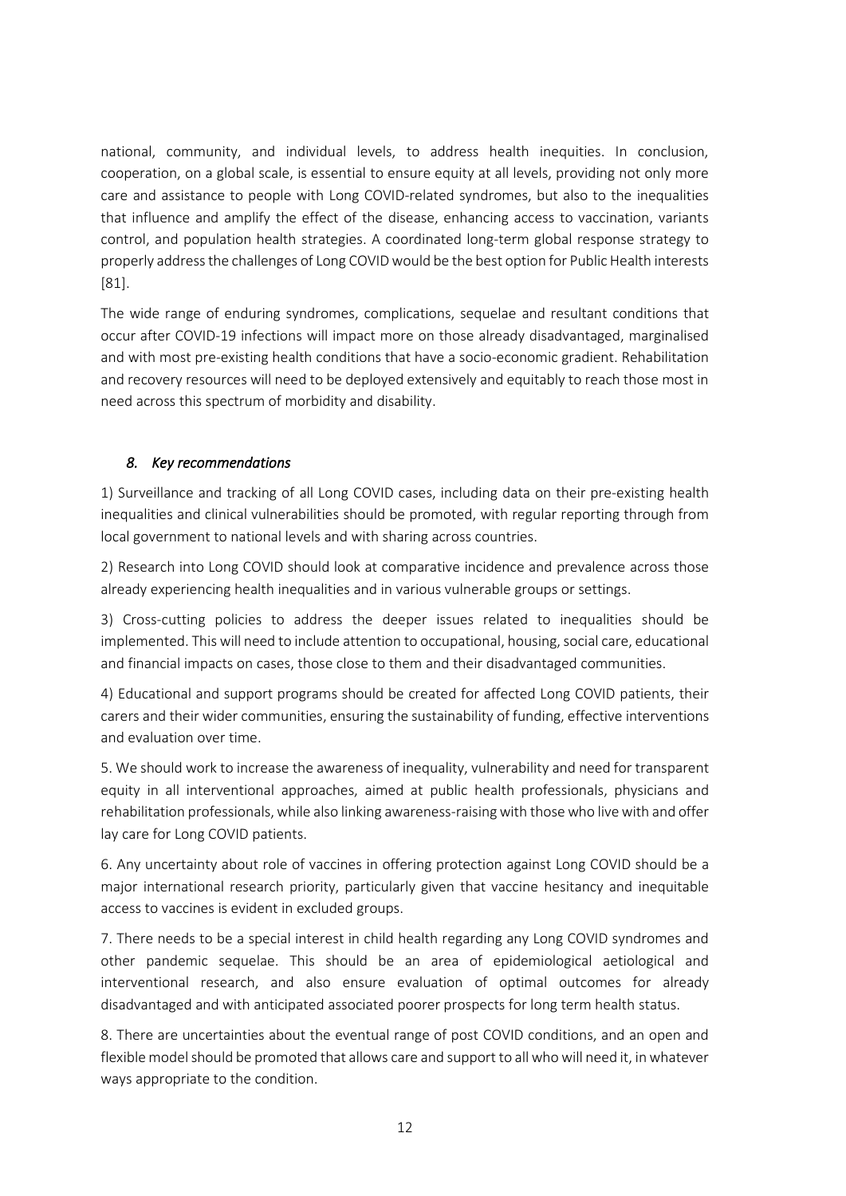national, community, and individual levels, to address health inequities. In conclusion, cooperation, on a global scale, is essential to ensure equity at all levels, providing not only more care and assistance to people with Long COVID-related syndromes, but also to the inequalities that influence and amplify the effect of the disease, enhancing access to vaccination, variants control, and population health strategies. A coordinated long-term global response strategy to properly address the challenges of Long COVID would be the best option for Public Health interests [81].

The wide range of enduring syndromes, complications, sequelae and resultant conditions that occur after COVID-19 infections will impact more on those already disadvantaged, marginalised and with most pre-existing health conditions that have a socio-economic gradient. Rehabilitation and recovery resources will need to be deployed extensively and equitably to reach those most in need across this spectrum of morbidity and disability.

## *8. Key recommendations*

1) Surveillance and tracking of all Long COVID cases, including data on their pre-existing health inequalities and clinical vulnerabilities should be promoted, with regular reporting through from local government to national levels and with sharing across countries.

2) Research into Long COVID should look at comparative incidence and prevalence across those already experiencing health inequalities and in various vulnerable groups or settings.

3) Cross-cutting policies to address the deeper issues related to inequalities should be implemented. This will need to include attention to occupational, housing, social care, educational and financial impacts on cases, those close to them and their disadvantaged communities.

4) Educational and support programs should be created for affected Long COVID patients, their carers and their wider communities, ensuring the sustainability of funding, effective interventions and evaluation over time.

5. We should work to increase the awareness of inequality, vulnerability and need for transparent equity in all interventional approaches, aimed at public health professionals, physicians and rehabilitation professionals, while also linking awareness-raising with those who live with and offer lay care for Long COVID patients.

6. Any uncertainty about role of vaccines in offering protection against Long COVID should be a major international research priority, particularly given that vaccine hesitancy and inequitable access to vaccines is evident in excluded groups.

7. There needs to be a special interest in child health regarding any Long COVID syndromes and other pandemic sequelae. This should be an area of epidemiological aetiological and interventional research, and also ensure evaluation of optimal outcomes for already disadvantaged and with anticipated associated poorer prospects for long term health status.

8. There are uncertainties about the eventual range of post COVID conditions, and an open and flexible model should be promoted that allows care and support to all who will need it, in whatever ways appropriate to the condition.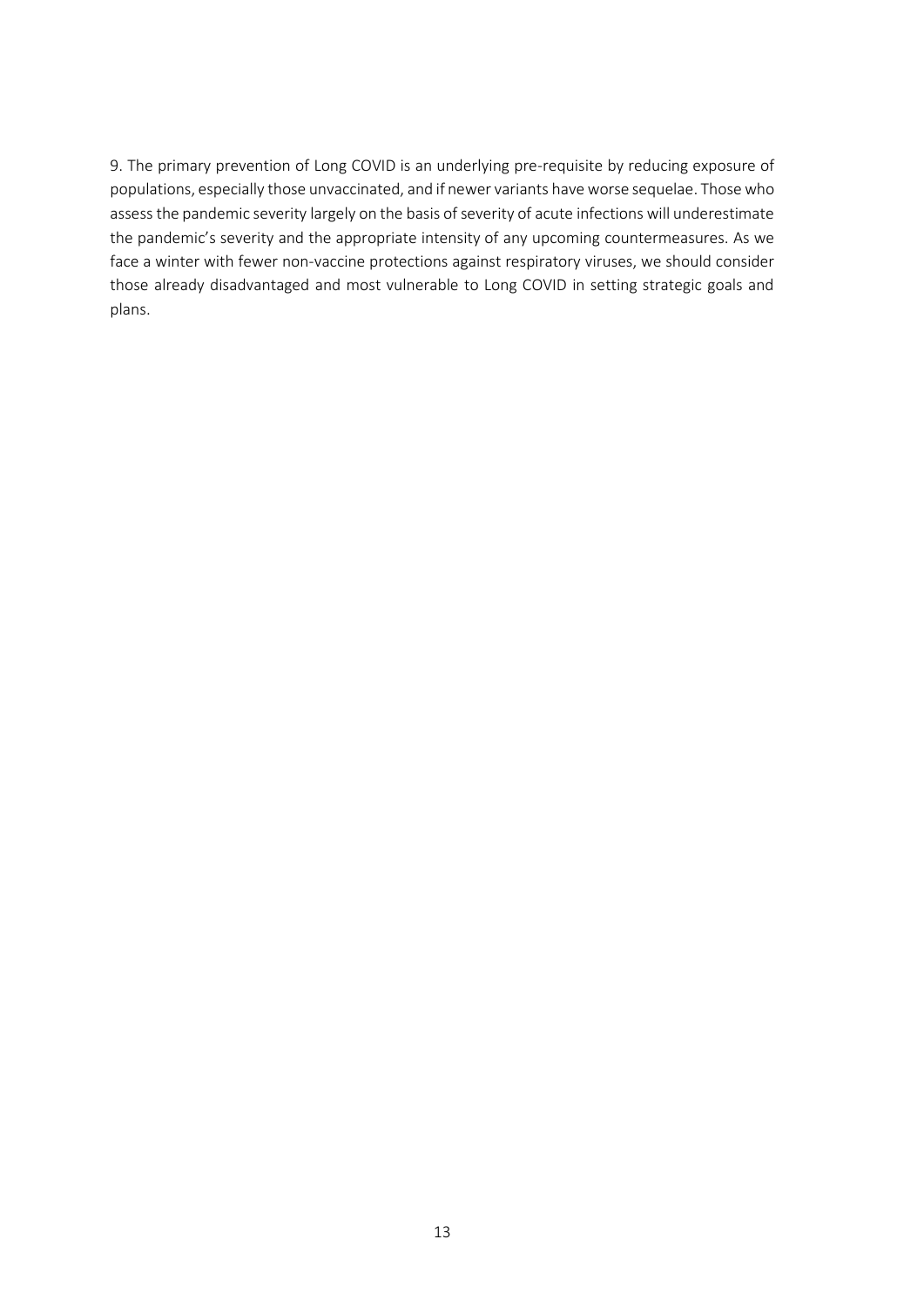9. The primary prevention of Long COVID is an underlying pre-requisite by reducing exposure of populations, especially those unvaccinated, and if newer variants have worse sequelae. Those who assess the pandemic severity largely on the basis of severity of acute infections will underestimate the pandemic's severity and the appropriate intensity of any upcoming countermeasures. As we face a winter with fewer non-vaccine protections against respiratory viruses, we should consider those already disadvantaged and most vulnerable to Long COVID in setting strategic goals and plans.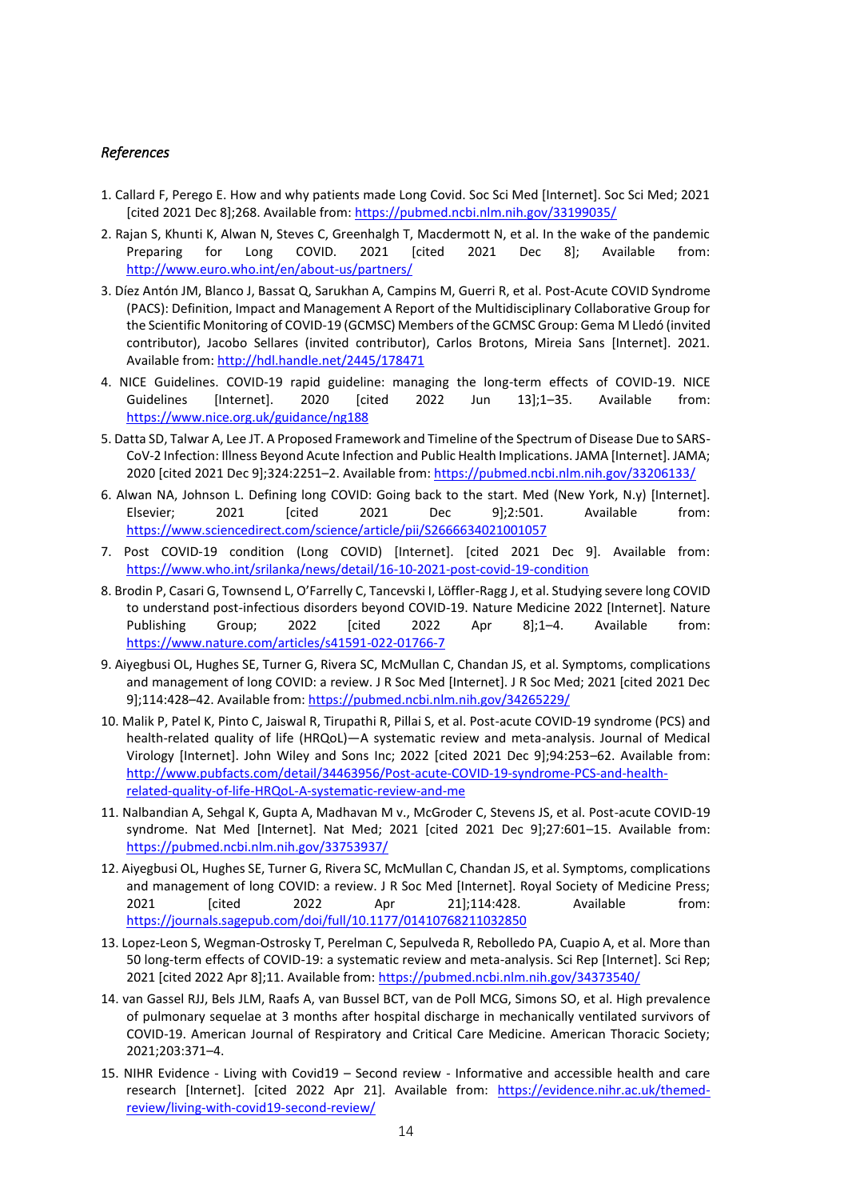*References*

1. Callard F, Perego E. How and why patients made Long Covid. Soc Sci Med [Internet]. Soc Sci Med; 2021 [cited 2021 Dec 8];268. Available from: https://pubmed.ncbi.nlm.nih.gov/33199035/
2. Rajan S, Khunti K, Alwan N, Steves C, Greenhalgh T, Macdermott N, et al. In the wake of the pandemic Preparing for Long COVID. 2021 [cited 2021 Dec 8]; Available from: http://www.euro.who.int/en/about-us/partners/
3. Díez Antón JM, Blanco J, Bassat Q, Sarukhan A, Campins M, Guerri R, et al. Post-Acute COVID Syndrome (PACS): Definition, Impact and Management A Report of the Multidisciplinary Collaborative Group for the Scientific Monitoring of COVID-19 (GCMSC) Members of the GCMSC Group: Gema M Lledó (invited contributor), Jacobo Sellares (invited contributor), Carlos Brotons, Mireia Sans [Internet]. 2021. Available from: http://hdl.handle.net/2445/178471
4. NICE Guidelines. COVID-19 rapid guideline: managing the long-term effects of COVID-19. NICE Guidelines [Internet]. 2020 [cited 2022 Jun 13];1–35. Available from: https://www.nice.org.uk/guidance/ng188
5. Datta SD, Talwar A, Lee JT. A Proposed Framework and Timeline of the Spectrum of Disease Due to SARS-CoV-2 Infection: Illness Beyond Acute Infection and Public Health Implications. JAMA [Internet]. JAMA; 2020 [cited 2021 Dec 9];324:2251–2. Available from: https://pubmed.ncbi.nlm.nih.gov/33206133/
6. Alwan NA, Johnson L. Defining long COVID: Going back to the start. Med (New York, N.y) [Internet]. Elsevier; 2021 [cited 2021 Dec 9];2:501. Available from: https://www.sciencedirect.com/science/article/pii/S2666634021001057
7. Post COVID-19 condition (Long COVID) [Internet]. [cited 2021 Dec 9]. Available from: https://www.who.int/srilanka/news/detail/16-10-2021-post-covid-19-condition
8. Brodin P, Casari G, Townsend L, O'Farrelly C, Tancevski I, Löffler-Ragg J, et al. Studying severe long COVID to understand post-infectious disorders beyond COVID-19. Nature Medicine 2022 [Internet]. Nature Publishing Group; 2022 [cited 2022 Apr 8];1–4. Available from: https://www.nature.com/articles/s41591-022-01766-7
9. Aiyegbusi OL, Hughes SE, Turner G, Rivera SC, McMullan C, Chandan JS, et al. Symptoms, complications and management of long COVID: a review. J R Soc Med [Internet]. J R Soc Med; 2021 [cited 2021 Dec 9];114:428–42. Available from: https://pubmed.ncbi.nlm.nih.gov/34265229/
10. Malik P, Patel K, Pinto C, Jaiswal R, Tirupathi R, Pillai S, et al. Post-acute COVID-19 syndrome (PCS) and health-related quality of life (HRQoL)—A systematic review and meta-analysis. Journal of Medical Virology [Internet]. John Wiley and Sons Inc; 2022 [cited 2021 Dec 9];94:253–62. Available from: http://www.pubfacts.com/detail/34463956/Post-acute-COVID-19-syndrome-PCS-and-health-related-quality-of-life-HRQoL-A-systematic-review-and-me
11. Nalbandian A, Sehgal K, Gupta A, Madhavan M v., McGroder C, Stevens JS, et al. Post-acute COVID-19 syndrome. Nat Med [Internet]. Nat Med; 2021 [cited 2021 Dec 9];27:601–15. Available from: https://pubmed.ncbi.nlm.nih.gov/33753937/
12. Aiyegbusi OL, Hughes SE, Turner G, Rivera SC, McMullan C, Chandan JS, et al. Symptoms, complications and management of long COVID: a review. J R Soc Med [Internet]. Royal Society of Medicine Press; 2021 [cited 2022 Apr 21];114:428. Available from: https://journals.sagepub.com/doi/full/10.1177/01410768211032850
13. Lopez-Leon S, Wegman-Ostrosky T, Perelman C, Sepulveda R, Rebolledo PA, Cuapio A, et al. More than 50 long-term effects of COVID-19: a systematic review and meta-analysis. Sci Rep [Internet]. Sci Rep; 2021 [cited 2022 Apr 8];11. Available from: https://pubmed.ncbi.nlm.nih.gov/34373540/
14. van Gassel RJJ, Bels JLM, Raafs A, van Bussel BCT, van de Poll MCG, Simons SO, et al. High prevalence of pulmonary sequelae at 3 months after hospital discharge in mechanically ventilated survivors of COVID-19. American Journal of Respiratory and Critical Care Medicine. American Thoracic Society; 2021;203:371–4.
15. NIHR Evidence - Living with Covid19 – Second review - Informative and accessible health and care research [Internet]. [cited 2022 Apr 21]. Available from: https://evidence.nihr.ac.uk/themed-review/living-with-covid19-second-review/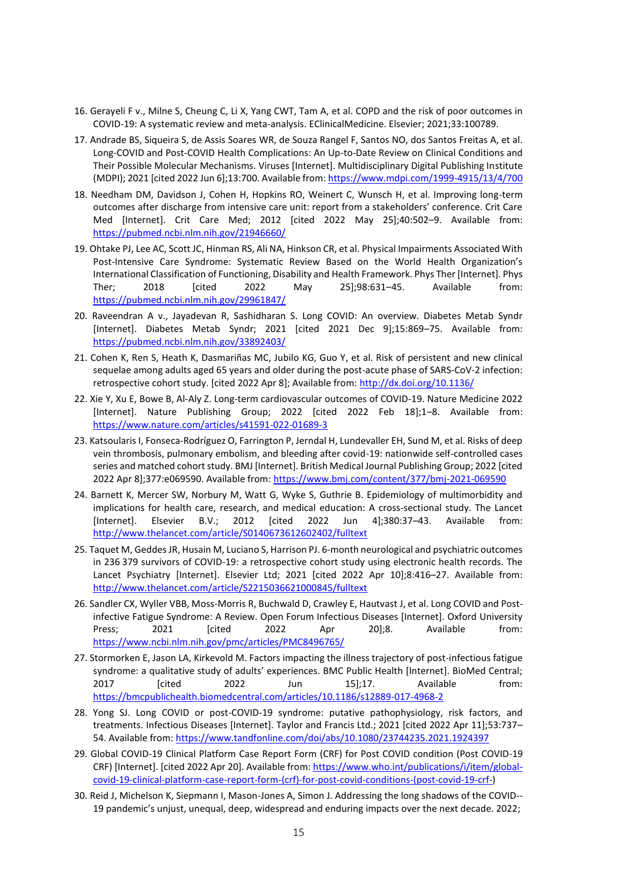16. Gerayeli F v., Milne S, Cheung C, Li X, Yang CWT, Tam A, et al. COPD and the risk of poor outcomes in COVID-19: A systematic review and meta-analysis. EClinicalMedicine. Elsevier; 2021;33:100789.
17. Andrade BS, Siqueira S, de Assis Soares WR, de Souza Rangel F, Santos NO, dos Santos Freitas A, et al. Long-COVID and Post-COVID Health Complications: An Up-to-Date Review on Clinical Conditions and Their Possible Molecular Mechanisms. Viruses [Internet]. Multidisciplinary Digital Publishing Institute (MDPI); 2021 [cited 2022 Jun 6];13:700. Available from: https://www.mdpi.com/1999-4915/13/4/700
18. Needham DM, Davidson J, Cohen H, Hopkins RO, Weinert C, Wunsch H, et al. Improving long-term outcomes after discharge from intensive care unit: report from a stakeholders' conference. Crit Care Med [Internet]. Crit Care Med; 2012 [cited 2022 May 25];40:502–9. Available from: https://pubmed.ncbi.nlm.nih.gov/21946660/
19. Ohtake PJ, Lee AC, Scott JC, Hinman RS, Ali NA, Hinkson CR, et al. Physical Impairments Associated With Post-Intensive Care Syndrome: Systematic Review Based on the World Health Organization's International Classification of Functioning, Disability and Health Framework. Phys Ther [Internet]. Phys Ther; 2018 [cited 2022 May 25];98:631–45. Available from: https://pubmed.ncbi.nlm.nih.gov/29961847/
20. Raveendran A v., Jayadevan R, Sashidharan S. Long COVID: An overview. Diabetes Metab Syndr [Internet]. Diabetes Metab Syndr; 2021 [cited 2021 Dec 9];15:869–75. Available from: https://pubmed.ncbi.nlm.nih.gov/33892403/
21. Cohen K, Ren S, Heath K, Dasmariñas MC, Jubilo KG, Guo Y, et al. Risk of persistent and new clinical sequelae among adults aged 65 years and older during the post-acute phase of SARS-CoV-2 infection: retrospective cohort study. [cited 2022 Apr 8]; Available from: http://dx.doi.org/10.1136/
22. Xie Y, Xu E, Bowe B, Al-Aly Z. Long-term cardiovascular outcomes of COVID-19. Nature Medicine 2022 [Internet]. Nature Publishing Group; 2022 [cited 2022 Feb 18];1–8. Available from: https://www.nature.com/articles/s41591-022-01689-3
23. Katsoularis I, Fonseca-Rodríguez O, Farrington P, Jerndal H, Lundevaller EH, Sund M, et al. Risks of deep vein thrombosis, pulmonary embolism, and bleeding after covid-19: nationwide self-controlled cases series and matched cohort study. BMJ [Internet]. British Medical Journal Publishing Group; 2022 [cited 2022 Apr 8];377:e069590. Available from: https://www.bmj.com/content/377/bmj-2021-069590
24. Barnett K, Mercer SW, Norbury M, Watt G, Wyke S, Guthrie B. Epidemiology of multimorbidity and implications for health care, research, and medical education: A cross-sectional study. The Lancet [Internet]. Elsevier B.V.; 2012 [cited 2022 Jun 4];380:37–43. Available from: http://www.thelancet.com/article/S0140673612602402/fulltext
25. Taquet M, Geddes JR, Husain M, Luciano S, Harrison PJ. 6-month neurological and psychiatric outcomes in 236 379 survivors of COVID-19: a retrospective cohort study using electronic health records. The Lancet Psychiatry [Internet]. Elsevier Ltd; 2021 [cited 2022 Apr 10];8:416–27. Available from: http://www.thelancet.com/article/S2215036621000845/fulltext
26. Sandler CX, Wyller VBB, Moss-Morris R, Buchwald D, Crawley E, Hautvast J, et al. Long COVID and Post-infective Fatigue Syndrome: A Review. Open Forum Infectious Diseases [Internet]. Oxford University Press; 2021 [cited 2022 Apr 20];8. Available from: https://www.ncbi.nlm.nih.gov/pmc/articles/PMC8496765/
27. Stormorken E, Jason LA, Kirkevold M. Factors impacting the illness trajectory of post-infectious fatigue syndrome: a qualitative study of adults' experiences. BMC Public Health [Internet]. BioMed Central; 2017 [cited 2022 Jun 15];17. Available from: https://bmcpublichealth.biomedcentral.com/articles/10.1186/s12889-017-4968-2
28. Yong SJ. Long COVID or post-COVID-19 syndrome: putative pathophysiology, risk factors, and treatments. Infectious Diseases [Internet]. Taylor and Francis Ltd.; 2021 [cited 2022 Apr 11];53:737–54. Available from: https://www.tandfonline.com/doi/abs/10.1080/23744235.2021.1924397
29. Global COVID-19 Clinical Platform Case Report Form (CRF) for Post COVID condition (Post COVID-19 CRF) [Internet]. [cited 2022 Apr 20]. Available from: https://www.who.int/publications/i/item/global-covid-19-clinical-platform-case-report-form-(crf)-for-post-covid-conditions-(post-covid-19-crf-)
30. Reid J, Michelson K, Siepmann I, Mason-Jones A, Simon J. Addressing the long shadows of the COVID--19 pandemic's unjust, unequal, deep, widespread and enduring impacts over the next decade. 2022;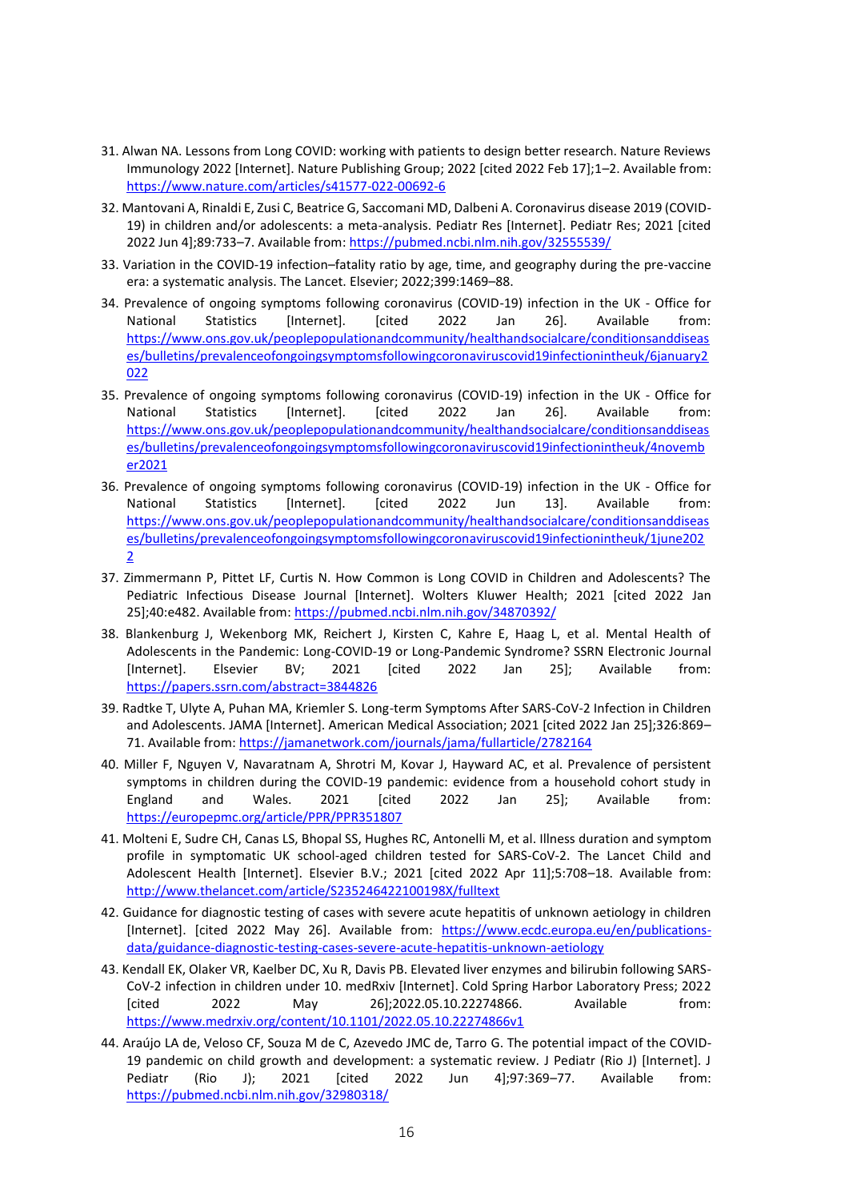31. Alwan NA. Lessons from Long COVID: working with patients to design better research. Nature Reviews Immunology 2022 [Internet]. Nature Publishing Group; 2022 [cited 2022 Feb 17];1–2. Available from: https://www.nature.com/articles/s41577-022-00692-6

32. Mantovani A, Rinaldi E, Zusi C, Beatrice G, Saccomani MD, Dalbeni A. Coronavirus disease 2019 (COVID-19) in children and/or adolescents: a meta-analysis. Pediatr Res [Internet]. Pediatr Res; 2021 [cited 2022 Jun 4];89:733–7. Available from: https://pubmed.ncbi.nlm.nih.gov/32555539/

33. Variation in the COVID-19 infection–fatality ratio by age, time, and geography during the pre-vaccine era: a systematic analysis. The Lancet. Elsevier; 2022;399:1469–88.

34. Prevalence of ongoing symptoms following coronavirus (COVID-19) infection in the UK - Office for National Statistics [Internet]. [cited 2022 Jan 26]. Available from: https://www.ons.gov.uk/peoplepopulationandcommunity/healthandsocialcare/conditionsanddiseases/bulletins/prevalenceofongoingsymptomsfollowingcoronaviruscovid19infectionintheuk/6january2022

35. Prevalence of ongoing symptoms following coronavirus (COVID-19) infection in the UK - Office for National Statistics [Internet]. [cited 2022 Jan 26]. Available from: https://www.ons.gov.uk/peoplepopulationandcommunity/healthandsocialcare/conditionsanddiseases/bulletins/prevalenceofongoingsymptomsfollowingcoronaviruscovid19infectionintheuk/4november2021

36. Prevalence of ongoing symptoms following coronavirus (COVID-19) infection in the UK - Office for National Statistics [Internet]. [cited 2022 Jun 13]. Available from: https://www.ons.gov.uk/peoplepopulationandcommunity/healthandsocialcare/conditionsanddiseases/bulletins/prevalenceofongoingsymptomsfollowingcoronaviruscovid19infectionintheuk/1june2022

37. Zimmermann P, Pittet LF, Curtis N. How Common is Long COVID in Children and Adolescents? The Pediatric Infectious Disease Journal [Internet]. Wolters Kluwer Health; 2021 [cited 2022 Jan 25];40:e482. Available from: https://pubmed.ncbi.nlm.nih.gov/34870392/

38. Blankenburg J, Wekenborg MK, Reichert J, Kirsten C, Kahre E, Haag L, et al. Mental Health of Adolescents in the Pandemic: Long-COVID-19 or Long-Pandemic Syndrome? SSRN Electronic Journal [Internet]. Elsevier BV; 2021 [cited 2022 Jan 25]; Available from: https://papers.ssrn.com/abstract=3844826

39. Radtke T, Ulyte A, Puhan MA, Kriemler S. Long-term Symptoms After SARS-CoV-2 Infection in Children and Adolescents. JAMA [Internet]. American Medical Association; 2021 [cited 2022 Jan 25];326:869–71. Available from: https://jamanetwork.com/journals/jama/fullarticle/2782164

40. Miller F, Nguyen V, Navaratnam A, Shrotri M, Kovar J, Hayward AC, et al. Prevalence of persistent symptoms in children during the COVID-19 pandemic: evidence from a household cohort study in England and Wales. 2021 [cited 2022 Jan 25]; Available from: https://europepmc.org/article/PPR/PPR351807

41. Molteni E, Sudre CH, Canas LS, Bhopal SS, Hughes RC, Antonelli M, et al. Illness duration and symptom profile in symptomatic UK school-aged children tested for SARS-CoV-2. The Lancet Child and Adolescent Health [Internet]. Elsevier B.V.; 2021 [cited 2022 Apr 11];5:708–18. Available from: http://www.thelancet.com/article/S235246422100198X/fulltext

42. Guidance for diagnostic testing of cases with severe acute hepatitis of unknown aetiology in children [Internet]. [cited 2022 May 26]. Available from: https://www.ecdc.europa.eu/en/publications-data/guidance-diagnostic-testing-cases-severe-acute-hepatitis-unknown-aetiology

43. Kendall EK, Olaker VR, Kaelber DC, Xu R, Davis PB. Elevated liver enzymes and bilirubin following SARS-CoV-2 infection in children under 10. medRxiv [Internet]. Cold Spring Harbor Laboratory Press; 2022 [cited 2022 May 26];2022.05.10.22274866. Available from: https://www.medrxiv.org/content/10.1101/2022.05.10.22274866v1

44. Araújo LA de, Veloso CF, Souza M de C, Azevedo JMC de, Tarro G. The potential impact of the COVID-19 pandemic on child growth and development: a systematic review. J Pediatr (Rio J) [Internet]. J Pediatr (Rio J); 2021 [cited 2022 Jun 4];97:369–77. Available from: https://pubmed.ncbi.nlm.nih.gov/32980318/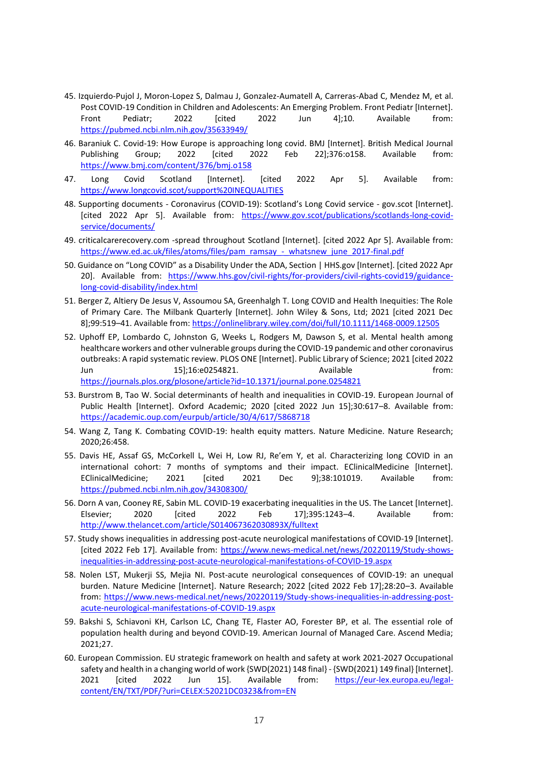45. Izquierdo-Pujol J, Moron-Lopez S, Dalmau J, Gonzalez-Aumatell A, Carreras-Abad C, Mendez M, et al. Post COVID-19 Condition in Children and Adolescents: An Emerging Problem. Front Pediatr [Internet]. Front Pediatr; 2022 [cited 2022 Jun 4];10. Available from: https://pubmed.ncbi.nlm.nih.gov/35633949/
46. Baraniuk C. Covid-19: How Europe is approaching long covid. BMJ [Internet]. British Medical Journal Publishing Group; 2022 [cited 2022 Feb 22];376:o158. Available from: https://www.bmj.com/content/376/bmj.o158
47. Long Covid Scotland [Internet]. [cited 2022 Apr 5]. Available from: https://www.longcovid.scot/support%20INEQUALITIES
48. Supporting documents - Coronavirus (COVID-19): Scotland's Long Covid service - gov.scot [Internet]. [cited 2022 Apr 5]. Available from: https://www.gov.scot/publications/scotlands-long-covid-service/documents/
49. criticalcarerecovery.com -spread throughout Scotland [Internet]. [cited 2022 Apr 5]. Available from: https://www.ed.ac.uk/files/atoms/files/pam_ramsay_-_whatsnew_june_2017-final.pdf
50. Guidance on "Long COVID" as a Disability Under the ADA, Section | HHS.gov [Internet]. [cited 2022 Apr 20]. Available from: https://www.hhs.gov/civil-rights/for-providers/civil-rights-covid19/guidance-long-covid-disability/index.html
51. Berger Z, Altiery De Jesus V, Assoumou SA, Greenhalgh T. Long COVID and Health Inequities: The Role of Primary Care. The Milbank Quarterly [Internet]. John Wiley & Sons, Ltd; 2021 [cited 2021 Dec 8];99:519–41. Available from: https://onlinelibrary.wiley.com/doi/full/10.1111/1468-0009.12505
52. Uphoff EP, Lombardo C, Johnston G, Weeks L, Rodgers M, Dawson S, et al. Mental health among healthcare workers and other vulnerable groups during the COVID-19 pandemic and other coronavirus outbreaks: A rapid systematic review. PLOS ONE [Internet]. Public Library of Science; 2021 [cited 2022 Jun 15];16:e0254821. Available from: https://journals.plos.org/plosone/article?id=10.1371/journal.pone.0254821
53. Burstrom B, Tao W. Social determinants of health and inequalities in COVID-19. European Journal of Public Health [Internet]. Oxford Academic; 2020 [cited 2022 Jun 15];30:617–8. Available from: https://academic.oup.com/eurpub/article/30/4/617/5868718
54. Wang Z, Tang K. Combating COVID-19: health equity matters. Nature Medicine. Nature Research; 2020;26:458.
55. Davis HE, Assaf GS, McCorkell L, Wei H, Low RJ, Re'em Y, et al. Characterizing long COVID in an international cohort: 7 months of symptoms and their impact. EClinicalMedicine [Internet]. EClinicalMedicine; 2021 [cited 2021 Dec 9];38:101019. Available from: https://pubmed.ncbi.nlm.nih.gov/34308300/
56. Dorn A van, Cooney RE, Sabin ML. COVID-19 exacerbating inequalities in the US. The Lancet [Internet]. Elsevier; 2020 [cited 2022 Feb 17];395:1243–4. Available from: http://www.thelancet.com/article/S014067362030893X/fulltext
57. Study shows inequalities in addressing post-acute neurological manifestations of COVID-19 [Internet]. [cited 2022 Feb 17]. Available from: https://www.news-medical.net/news/20220119/Study-shows-inequalities-in-addressing-post-acute-neurological-manifestations-of-COVID-19.aspx
58. Nolen LST, Mukerji SS, Mejia NI. Post-acute neurological consequences of COVID-19: an unequal burden. Nature Medicine [Internet]. Nature Research; 2022 [cited 2022 Feb 17];28:20–3. Available from: https://www.news-medical.net/news/20220119/Study-shows-inequalities-in-addressing-post-acute-neurological-manifestations-of-COVID-19.aspx
59. Bakshi S, Schiavoni KH, Carlson LC, Chang TE, Flaster AO, Forester BP, et al. The essential role of population health during and beyond COVID-19. American Journal of Managed Care. Ascend Media; 2021;27.
60. European Commission. EU strategic framework on health and safety at work 2021-2027 Occupational safety and health in a changing world of work {SWD(2021) 148 final} - {SWD(2021) 149 final} [Internet]. 2021 [cited 2022 Jun 15]. Available from: https://eur-lex.europa.eu/legal-content/EN/TXT/PDF/?uri=CELEX:52021DC0323&from=EN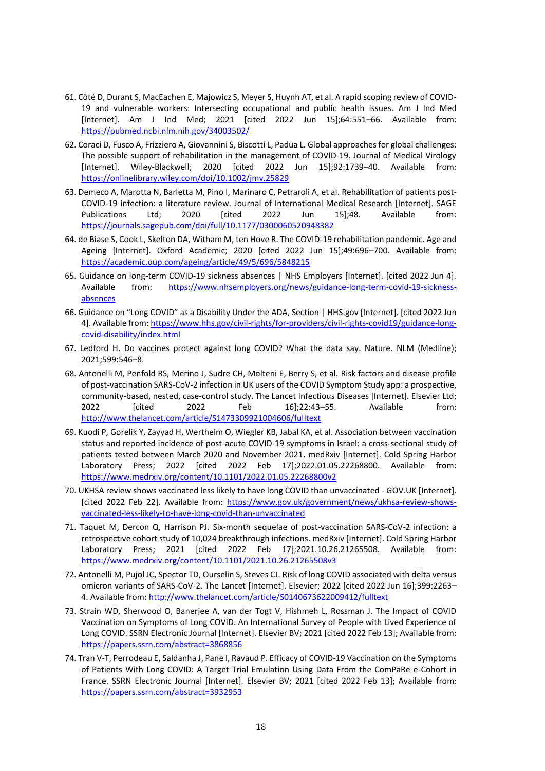61. Côté D, Durant S, MacEachen E, Majowicz S, Meyer S, Huynh AT, et al. A rapid scoping review of COVID-19 and vulnerable workers: Intersecting occupational and public health issues. Am J Ind Med [Internet]. Am J Ind Med; 2021 [cited 2022 Jun 15];64:551–66. Available from: https://pubmed.ncbi.nlm.nih.gov/34003502/

62. Coraci D, Fusco A, Frizziero A, Giovannini S, Biscotti L, Padua L. Global approaches for global challenges: The possible support of rehabilitation in the management of COVID-19. Journal of Medical Virology [Internet]. Wiley-Blackwell; 2020 [cited 2022 Jun 15];92:1739–40. Available from: https://onlinelibrary.wiley.com/doi/10.1002/jmv.25829

63. Demeco A, Marotta N, Barletta M, Pino I, Marinaro C, Petraroli A, et al. Rehabilitation of patients post-COVID-19 infection: a literature review. Journal of International Medical Research [Internet]. SAGE Publications Ltd; 2020 [cited 2022 Jun 15];48. Available from: https://journals.sagepub.com/doi/full/10.1177/0300060520948382

64. de Biase S, Cook L, Skelton DA, Witham M, ten Hove R. The COVID-19 rehabilitation pandemic. Age and Ageing [Internet]. Oxford Academic; 2020 [cited 2022 Jun 15];49:696–700. Available from: https://academic.oup.com/ageing/article/49/5/696/5848215

65. Guidance on long-term COVID-19 sickness absences | NHS Employers [Internet]. [cited 2022 Jun 4]. Available from: https://www.nhsemployers.org/news/guidance-long-term-covid-19-sickness-absences

66. Guidance on "Long COVID" as a Disability Under the ADA, Section | HHS.gov [Internet]. [cited 2022 Jun 4]. Available from: https://www.hhs.gov/civil-rights/for-providers/civil-rights-covid19/guidance-long-covid-disability/index.html

67. Ledford H. Do vaccines protect against long COVID? What the data say. Nature. NLM (Medline); 2021;599:546–8.

68. Antonelli M, Penfold RS, Merino J, Sudre CH, Molteni E, Berry S, et al. Risk factors and disease profile of post-vaccination SARS-CoV-2 infection in UK users of the COVID Symptom Study app: a prospective, community-based, nested, case-control study. The Lancet Infectious Diseases [Internet]. Elsevier Ltd; 2022 [cited 2022 Feb 16];22:43–55. Available from: http://www.thelancet.com/article/S1473309921004606/fulltext

69. Kuodi P, Gorelik Y, Zayyad H, Wertheim O, Wiegler KB, Jabal KA, et al. Association between vaccination status and reported incidence of post-acute COVID-19 symptoms in Israel: a cross-sectional study of patients tested between March 2020 and November 2021. medRxiv [Internet]. Cold Spring Harbor Laboratory Press; 2022 [cited 2022 Feb 17];2022.01.05.22268800. Available from: https://www.medrxiv.org/content/10.1101/2022.01.05.22268800v2

70. UKHSA review shows vaccinated less likely to have long COVID than unvaccinated - GOV.UK [Internet]. [cited 2022 Feb 22]. Available from: https://www.gov.uk/government/news/ukhsa-review-shows-vaccinated-less-likely-to-have-long-covid-than-unvaccinated

71. Taquet M, Dercon Q, Harrison PJ. Six-month sequelae of post-vaccination SARS-CoV-2 infection: a retrospective cohort study of 10,024 breakthrough infections. medRxiv [Internet]. Cold Spring Harbor Laboratory Press; 2021 [cited 2022 Feb 17];2021.10.26.21265508. Available from: https://www.medrxiv.org/content/10.1101/2021.10.26.21265508v3

72. Antonelli M, Pujol JC, Spector TD, Ourselin S, Steves CJ. Risk of long COVID associated with delta versus omicron variants of SARS-CoV-2. The Lancet [Internet]. Elsevier; 2022 [cited 2022 Jun 16];399:2263–4. Available from: http://www.thelancet.com/article/S0140673622009412/fulltext

73. Strain WD, Sherwood O, Banerjee A, van der Togt V, Hishmeh L, Rossman J. The Impact of COVID Vaccination on Symptoms of Long COVID. An International Survey of People with Lived Experience of Long COVID. SSRN Electronic Journal [Internet]. Elsevier BV; 2021 [cited 2022 Feb 13]; Available from: https://papers.ssrn.com/abstract=3868856

74. Tran V-T, Perrodeau E, Saldanha J, Pane I, Ravaud P. Efficacy of COVID-19 Vaccination on the Symptoms of Patients With Long COVID: A Target Trial Emulation Using Data From the ComPaRe e-Cohort in France. SSRN Electronic Journal [Internet]. Elsevier BV; 2021 [cited 2022 Feb 13]; Available from: https://papers.ssrn.com/abstract=3932953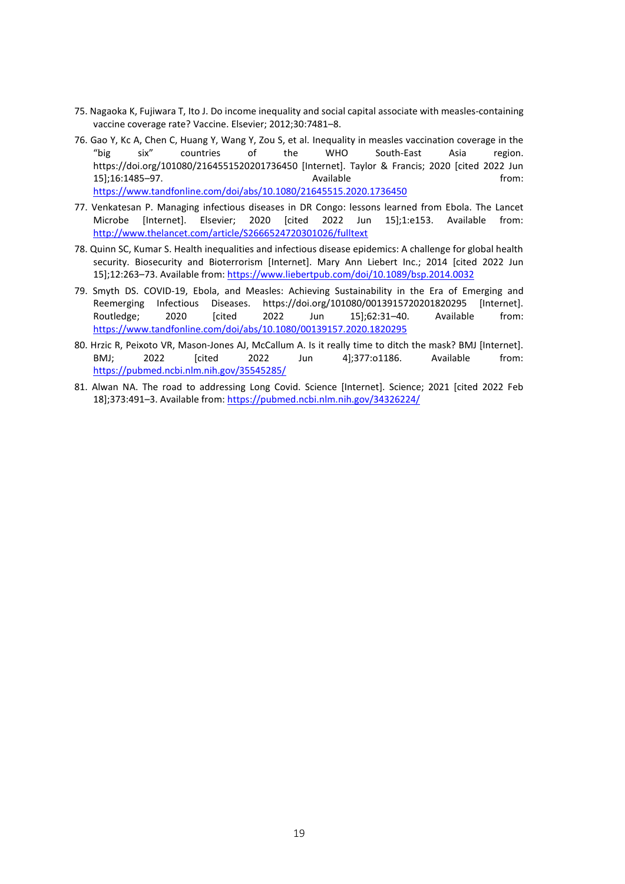75. Nagaoka K, Fujiwara T, Ito J. Do income inequality and social capital associate with measles-containing vaccine coverage rate? Vaccine. Elsevier; 2012;30:7481–8.
76. Gao Y, Kc A, Chen C, Huang Y, Wang Y, Zou S, et al. Inequality in measles vaccination coverage in the "big six" countries of the WHO South-East Asia region. https://doi.org/101080/2164551520201736450 [Internet]. Taylor & Francis; 2020 [cited 2022 Jun 15];16:1485–97. Available from: https://www.tandfonline.com/doi/abs/10.1080/21645515.2020.1736450
77. Venkatesan P. Managing infectious diseases in DR Congo: lessons learned from Ebola. The Lancet Microbe [Internet]. Elsevier; 2020 [cited 2022 Jun 15];1:e153. Available from: http://www.thelancet.com/article/S2666524720301026/fulltext
78. Quinn SC, Kumar S. Health inequalities and infectious disease epidemics: A challenge for global health security. Biosecurity and Bioterrorism [Internet]. Mary Ann Liebert Inc.; 2014 [cited 2022 Jun 15];12:263–73. Available from: https://www.liebertpub.com/doi/10.1089/bsp.2014.0032
79. Smyth DS. COVID-19, Ebola, and Measles: Achieving Sustainability in the Era of Emerging and Reemerging Infectious Diseases. https://doi.org/101080/0013915720201820295 [Internet]. Routledge; 2020 [cited 2022 Jun 15];62:31–40. Available from: https://www.tandfonline.com/doi/abs/10.1080/00139157.2020.1820295
80. Hrzic R, Peixoto VR, Mason-Jones AJ, McCallum A. Is it really time to ditch the mask? BMJ [Internet]. BMJ; 2022 [cited 2022 Jun 4];377:o1186. Available from: https://pubmed.ncbi.nlm.nih.gov/35545285/
81. Alwan NA. The road to addressing Long Covid. Science [Internet]. Science; 2021 [cited 2022 Feb 18];373:491–3. Available from: https://pubmed.ncbi.nlm.nih.gov/34326224/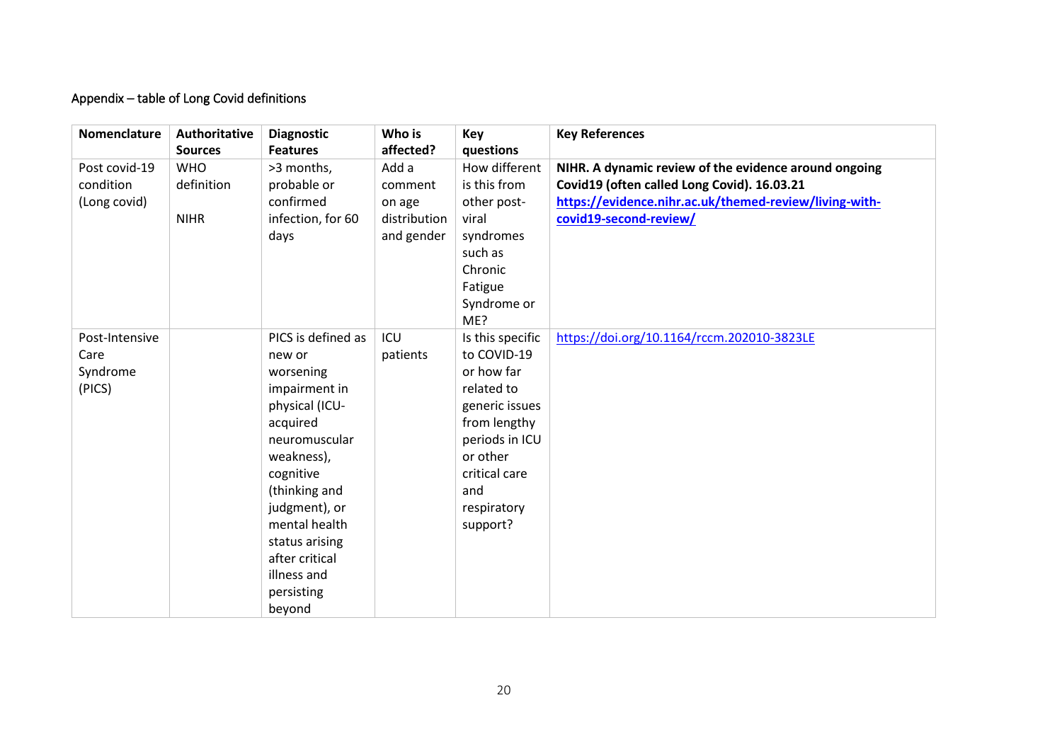Appendix – table of Long Covid definitions

| Nomenclature | Authoritative Sources | Diagnostic Features | Who is affected? | Key questions | Key References |
|---|---|---|---|---|---|
| Post covid-19 condition (Long covid) | WHO definition<br><br>NIHR | >3 months, probable or confirmed infection, for 60 days | Add a comment on age distribution and gender | How different is this from other post-viral syndromes such as Chronic Fatigue Syndrome or ME? | **NIHR. A dynamic review of the evidence around ongoing Covid19 (often called Long Covid). 16.03.21 https://evidence.nihr.ac.uk/themed-review/living-with-covid19-second-review/** |
| Post-Intensive Care Syndrome (PICS) | | PICS is defined as new or worsening impairment in physical (ICU-acquired neuromuscular weakness), cognitive (thinking and judgment), or mental health status arising after critical illness and persisting beyond | ICU patients | Is this specific to COVID-19 or how far related to generic issues from lengthy periods in ICU or other critical care and respiratory support? | https://doi.org/10.1164/rccm.202010-3823LE |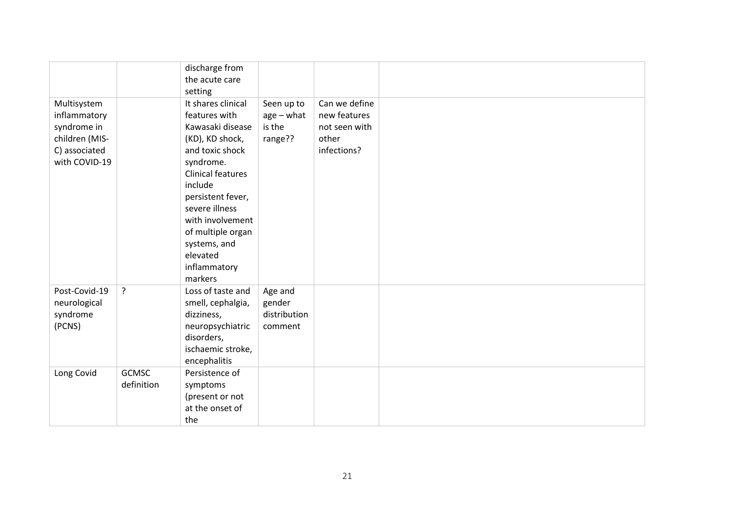| | | | | | |
|---|---|---|---|---|---|
| | | discharge from the acute care setting | | | |
| Multisystem inflammatory syndrome in children (MIS-C) associated with COVID-19 | | It shares clinical features with Kawasaki disease (KD), KD shock, and toxic shock syndrome. Clinical features include persistent fever, severe illness with involvement of multiple organ systems, and elevated inflammatory markers | Seen up to age – what is the range?? | Can we define new features not seen with other infections? | |
| Post-Covid-19 neurological syndrome (PCNS) | ? | Loss of taste and smell, cephalgia, dizziness, neuropsychiatric disorders, ischaemic stroke, encephalitis | Age and gender distribution comment | | |
| Long Covid | GCMSC definition | Persistence of symptoms (present or not at the onset of the | | | |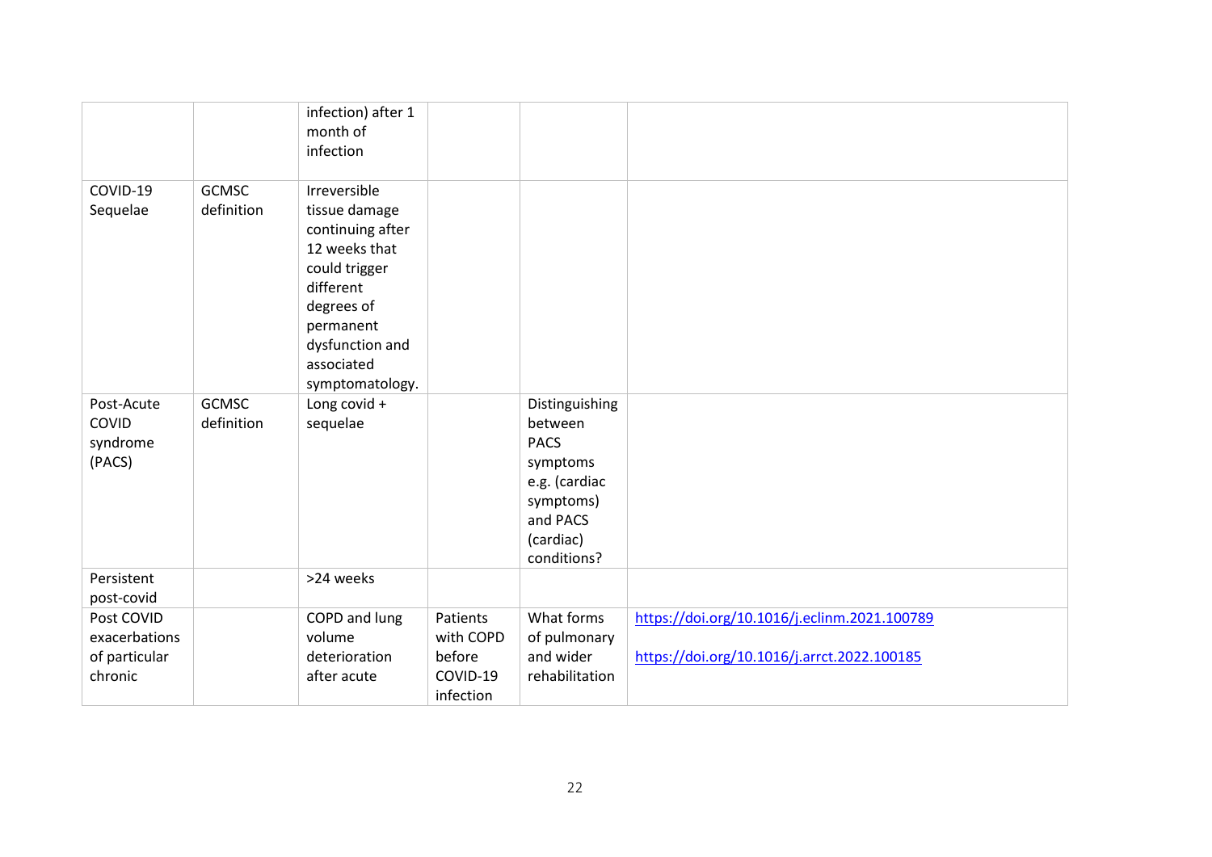| | | | | | |
|---|---|---|---|---|---|
| | | infection) after 1 month of infection | | | |
| COVID-19 Sequelae | GCMSC definition | Irreversible tissue damage continuing after 12 weeks that could trigger different degrees of permanent dysfunction and associated symptomatology. | | | |
| Post-Acute COVID syndrome (PACS) | GCMSC definition | Long covid + sequelae | | Distinguishing between PACS symptoms e.g. (cardiac symptoms) and PACS (cardiac) conditions? | |
| Persistent post-covid | | >24 weeks | | | |
| Post COVID exacerbations of particular chronic | | COPD and lung volume deterioration after acute | Patients with COPD before COVID-19 infection | What forms of pulmonary and wider rehabilitation | https://doi.org/10.1016/j.eclinm.2021.100789<br><br>https://doi.org/10.1016/j.arrct.2022.100185 |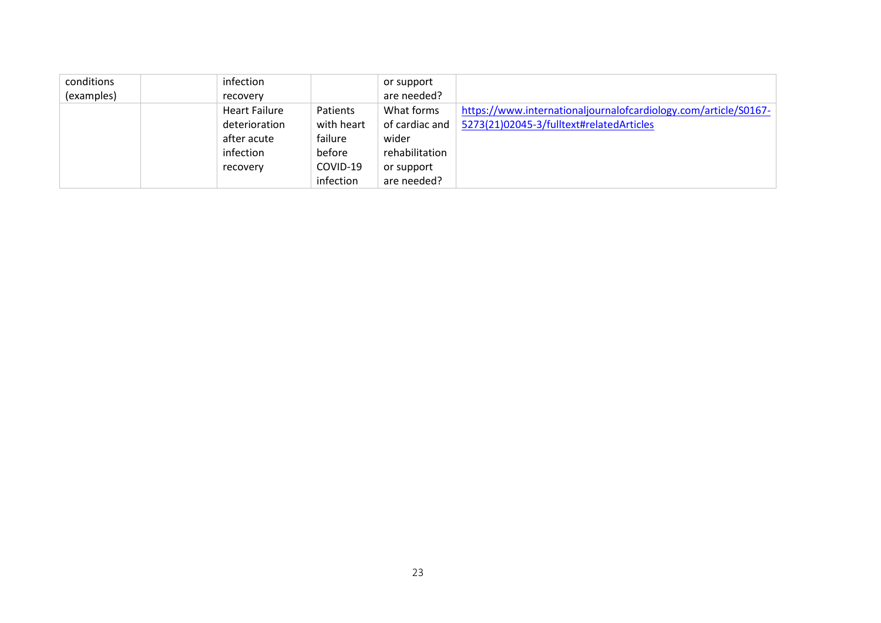| | | | | | |
|---|---|---|---|---|---|
| conditions (examples) | | infection recovery | | or support are needed? | |
| | | Heart Failure deterioration after acute infection recovery | Patients with heart failure before COVID-19 infection | What forms of cardiac and wider rehabilitation or support are needed? | https://www.internationaljournalofcardiology.com/article/S0167-5273(21)02045-3/fulltext#relatedArticles |